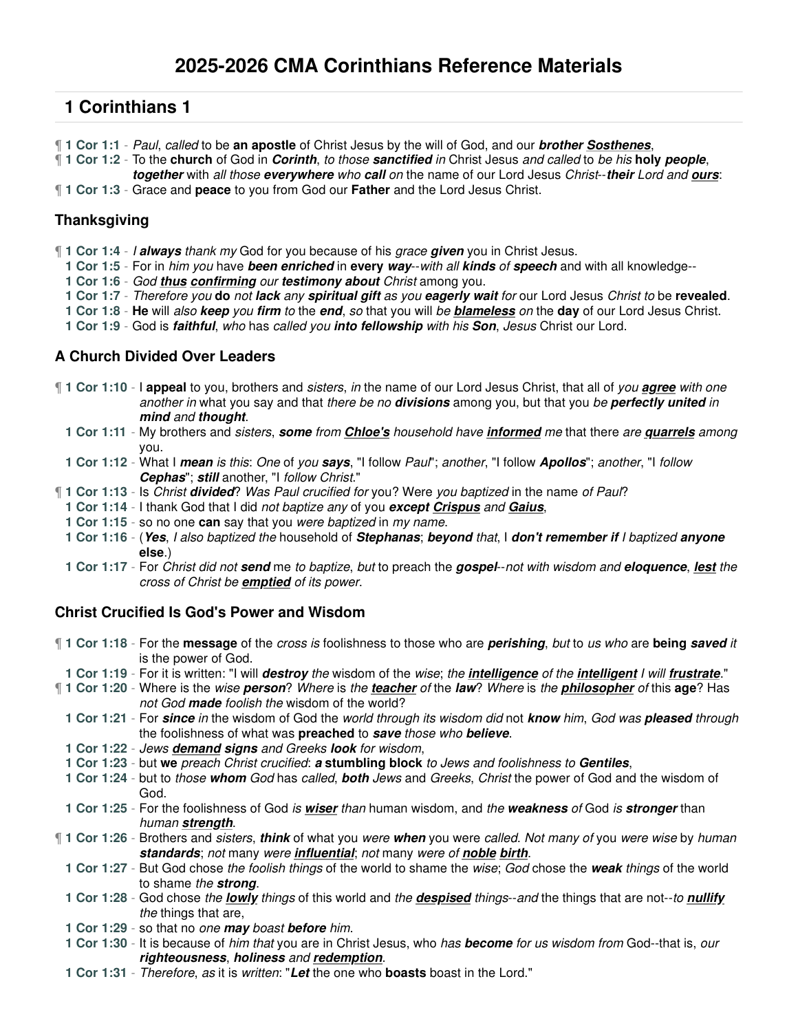# 2025-2026 CMA Corinthians Reference Materials

## 1 Corinthians 1

¶ **1 Cor 1:1** - *Paul*, *called* to be **an apostle** of Christ Jesus by the will of God, and our ***brother*** ***<u>Sosthenes</u>***,
¶ **1 Cor 1:2** - To the **church** of God in ***Corinth***, *to those* ***sanctified*** *in* Christ Jesus *and called* to *be his* **holy** ***people***, ***together*** with *all those* ***everywhere*** *who* ***call*** *on* the name of our Lord Jesus *Christ*--***their*** *Lord and* ***<u>ours</u>***:
¶ **1 Cor 1:3** - Grace and **peace** to you from God our **Father** and the Lord Jesus Christ.

### Thanksgiving

¶ **1 Cor 1:4** - *I* ***always*** *thank my* God for you because of his *grace* ***given*** you in Christ Jesus.
**1 Cor 1:5** - For in *him you* have ***been enriched*** in **every** ***way***--*with all* ***kinds*** *of* ***speech*** and with all knowledge--
**1 Cor 1:6** - *God* ***<u>thus</u>*** ***<u>confirming</u>*** *our* ***testimony about*** *Christ* among you.
**1 Cor 1:7** - *Therefore you* **do** *not* ***lack*** any ***spiritual gift*** *as you* ***eagerly wait*** *for* our Lord Jesus *Christ to* be **revealed**.
**1 Cor 1:8** - **He** will *also* ***keep*** *you* ***firm*** *to* the ***end***, *so* that you will *be* ***<u>blameless</u>*** *on* the **day** of our Lord Jesus Christ.
**1 Cor 1:9** - God is ***faithful***, *who* has *called you* ***into fellowship*** *with his* ***Son***, *Jesus* Christ our Lord.

### A Church Divided Over Leaders

¶ **1 Cor 1:10** - I **appeal** to you, brothers and *sisters*, *in* the name of our Lord Jesus Christ, that all of *you* ***<u>agree</u>*** *with one another in* what you say and that *there be no* ***divisions*** among you, but that you *be* ***perfectly united*** *in* ***mind*** *and* ***thought***.
**1 Cor 1:11** - My brothers and *sisters*, ***some*** *from* ***<u>Chloe's</u>*** *household have* ***<u>informed</u>*** *me* that there *are* ***<u>quarrels</u>*** *among* you.
**1 Cor 1:12** - What I ***mean*** *is this*: *One* of *you* ***says***, "I follow *Paul*"; *another*, "I follow ***Apollos***"; *another*, "I *follow* ***Cephas***"; ***still*** another, "I *follow Christ*."
¶ **1 Cor 1:13** - Is *Christ* ***divided***? *Was Paul crucified for* you? Were *you baptized* in the name *of Paul*?
**1 Cor 1:14** - I thank God that I did *not baptize any* of you ***except*** ***<u>Crispus</u>*** *and* ***<u>Gaius</u>***,
**1 Cor 1:15** - so no one **can** say that you *were baptized* in *my name*.
**1 Cor 1:16** - (***Yes***, *I also baptized the* household of ***Stephanas***; ***beyond*** *that*, I **don't remember if** *I* baptized **anyone else**.)
**1 Cor 1:17** - For *Christ did not* ***send*** me *to baptize*, *but* to preach the ***gospel***--*not with wisdom and* ***eloquence***, ***<u>lest</u>*** *the cross of Christ be* ***<u>emptied</u>*** *of its power*.

### Christ Crucified Is God's Power and Wisdom

¶ **1 Cor 1:18** - For the **message** of the *cross is* foolishness to those who are ***perishing***, *but* to *us who* are **being** ***saved*** *it* is the power of God.
**1 Cor 1:19** - For it is written: "I will ***destroy*** *the* wisdom of the *wise*; *the* ***<u>intelligence</u>*** *of the* ***<u>intelligent</u>*** *I will* ***<u>frustrate</u>***."
¶ **1 Cor 1:20** - Where is the *wise* ***person***? *Where* is *the* ***<u>teacher</u>*** *of* the ***law***? *Where* is *the* ***<u>philosopher</u>*** *of* this **age**? Has *not God* **made** *foolish the* wisdom of the world?
**1 Cor 1:21** - For ***since*** *in* the wisdom of God the *world through its wisdom did* not **know** him, *God was* ***pleased*** *through* the foolishness of what was **preached** to ***save*** *those who* ***believe***.
**1 Cor 1:22** - *Jews* ***<u>demand</u>*** ***signs*** and Greeks **look** *for wisdom*,
**1 Cor 1:23** - but **we** *preach Christ crucified*: ***a*** **stumbling block** *to Jews and foolishness to* ***Gentiles***,
**1 Cor 1:24** - but to *those* ***whom*** *God* has *called*, ***both*** *Jews* and *Greeks*, *Christ* the power of God and the wisdom of God.
**1 Cor 1:25** - For the foolishness of God *is* ***<u>wiser</u>*** *than* human wisdom, and *the* ***weakness*** *of* God *is* ***stronger*** than *human* ***<u>strength</u>***.
¶ **1 Cor 1:26** - Brothers and *sisters*, ***think*** of what you *were* ***when*** you were *called*. *Not many of* you *were wise* by *human* ***standards***; *not* many *were* ***<u>influential</u>***; *not* many *were of* ***<u>noble</u>*** ***<u>birth</u>***.
**1 Cor 1:27** - But God chose *the foolish things* of the world to shame the *wise*; *God* chose the ***weak*** *things* of the world to shame *the* ***strong***.
**1 Cor 1:28** - God chose *the* ***<u>lowly</u>*** *things* of this world and *the* ***<u>despised</u>*** *things*--*and* the things that are not--*to* ***<u>nullify</u>*** *the* things that are,
**1 Cor 1:29** - so that no *one* ***may*** boast ***before*** him.
**1 Cor 1:30** - It is because of *him that* you are in Christ Jesus, who *has* ***become*** *for us wisdom from* God--that is, *our* ***righteousness***, ***holiness*** and ***<u>redemption</u>***.
**1 Cor 1:31** - *Therefore*, *as* it is *written*: "***Let*** the one who **boasts** boast in the Lord."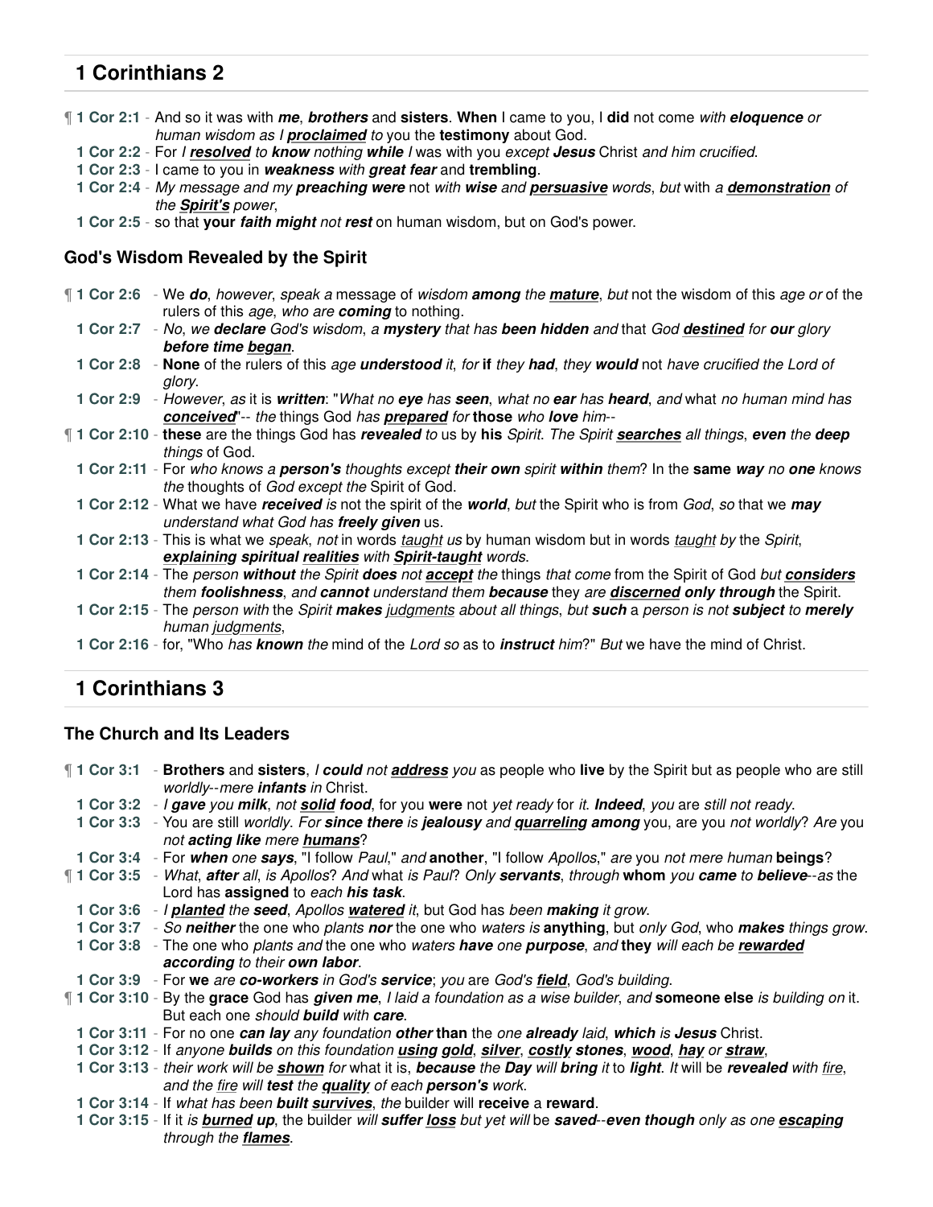## 1 Corinthians 2

¶ **1 Cor 2:1** - And so it was with ***me***, ***brothers*** and **sisters**. **When** I came to you, I **did** not come *with* ***eloquence*** *or human wisdom as I* ***proclaimed*** *to* you the **testimony** about God.

**1 Cor 2:2** - For *I* ***resolved*** *to* ***know*** *nothing* ***while*** *I* was with you *except* ***Jesus*** Christ *and him crucified*.

**1 Cor 2:3** - I came to you in ***weakness*** *with* ***great fear*** and **trembling**.

**1 Cor 2:4** - *My message and my* ***preaching were*** not *with* ***wise*** *and* ***persuasive*** *words*, *but* with *a* ***demonstration*** *of the* ***Spirit's*** *power*,

**1 Cor 2:5** - so that **your** ***faith might*** *not* ***rest*** on human wisdom, but on God's power.

### God's Wisdom Revealed by the Spirit

¶ **1 Cor 2:6** - We ***do***, *however*, *speak a* message of *wisdom* ***among*** *the* ***mature***, *but* not the wisdom of this *age or* of the rulers of this *age*, *who are* ***coming*** to nothing.

**1 Cor 2:7** - *No*, *we* ***declare*** *God's wisdom*, *a* ***mystery*** that has ***been hidden*** *and* that *God* ***destined*** *for* ***our*** *glory* ***before time began***.

**1 Cor 2:8** - **None** of the rulers of this *age* ***understood*** *it*, *for* **if** *they* ***had***, *they* ***would*** not *have crucified the Lord of glory*.

**1 Cor 2:9** - *However*, *as* it is ***written***: "*What no* ***eye*** has ***seen***, *what no* ***ear*** has ***heard***, *and* what *no human mind has* ***conceived***"-- *the* things God *has* ***prepared*** *for* **those** *who* ***love*** *him*--

¶ **1 Cor 2:10** - **these** are the things God has ***revealed*** *to* us by **his** *Spirit*. *The Spirit* ***searches*** *all things*, ***even*** *the* ***deep*** *things* of God.

**1 Cor 2:11** - For *who knows a* ***person's*** *thoughts except* ***their own*** *spirit* ***within*** *them*? In the **same** ***way*** *no* ***one*** *knows the* thoughts of *God except the* Spirit of God.

**1 Cor 2:12** - What we have ***received*** *is* not the spirit of the ***world***, *but* the Spirit who is from *God*, *so* that we ***may*** *understand what God has* ***freely given*** us.

**1 Cor 2:13** - This is what we *speak*, *not* in words *taught us* by human wisdom but in words *taught by* the *Spirit*, ***explaining spiritual realities*** *with* ***Spirit-taught*** *words*.

**1 Cor 2:14** - The *person* ***without*** *the Spirit* ***does*** *not* ***accept*** *the* things *that come* from the Spirit of God *but* ***considers*** *them* ***foolishness***, *and* ***cannot*** *understand them* ***because*** they *are* ***discerned only through*** the Spirit.

**1 Cor 2:15** - The *person with* the *Spirit* ***makes*** *judgments about all things*, *but* ***such*** a *person is not* ***subject*** *to* ***merely*** *human judgments*,

**1 Cor 2:16** - for, "Who *has* ***known*** *the* mind of the *Lord so* as to ***instruct*** *him*?" *But* we have the mind of Christ.

## 1 Corinthians 3

### The Church and Its Leaders

¶ **1 Cor 3:1** - **Brothers** and **sisters**, *I* ***could*** *not* ***address*** *you* as people who **live** by the Spirit but as people who are still *worldly*--*mere* ***infants*** *in* Christ.

**1 Cor 3:2** - *I* ***gave*** *you* ***milk***, *not* ***solid food***, for you **were** not *yet ready* for *it*. ***Indeed***, *you* are *still not ready*.

**1 Cor 3:3** - You are still *worldly*. *For* ***since there*** *is* ***jealousy*** *and* ***quarreling among*** you, are you *not worldly*? *Are* you *not* ***acting like*** *mere* ***humans***?

**1 Cor 3:4** - For ***when*** *one* ***says***, "I follow *Paul*," *and* **another**, "I follow *Apollos*," *are* you *not mere human* **beings**?

¶ **1 Cor 3:5** - *What*, ***after*** *all*, *is* Apollos? *And* what *is Paul*? *Only* ***servants***, *through* **whom** *you* ***came*** *to* ***believe***--*as* the Lord has **assigned** to *each* ***his task***.

**1 Cor 3:6** - *I* ***planted*** *the* ***seed***, *Apollos* ***watered*** *it*, but God has *been* ***making*** *it grow*.

**1 Cor 3:7** - *So* ***neither*** the one who *plants* ***nor*** the one who *waters is* **anything**, but *only God*, who ***makes*** *things grow*.

**1 Cor 3:8** - The one who *plants and* the one who *waters* ***have*** *one* ***purpose***, *and* **they** *will each be* ***rewarded according*** *to their* ***own labor***.

**1 Cor 3:9** - For **we** *are* ***co-workers*** *in God's* ***service***; *you* are *God's* ***field***, *God's building*.

¶ **1 Cor 3:10** - By the **grace** God has ***given me***, *I laid a foundation as a wise builder*, *and* **someone else** *is building on* it. But each one *should* ***build*** *with* ***care***.

**1 Cor 3:11** - For no one ***can lay*** *any foundation* ***other than*** the *one* ***already*** *laid*, ***which*** is ***Jesus*** Christ.

**1 Cor 3:12** - If *anyone* ***builds*** *on this foundation* ***using gold***, ***silver***, ***costly stones***, ***wood***, ***hay*** *or* ***straw***,

**1 Cor 3:13** - *their work will be* ***shown*** *for* what it is, ***because*** *the* ***Day*** *will* ***bring*** *it* to ***light***. *It* will be ***revealed*** with *fire*, *and the fire will* ***test*** *the* ***quality*** *of each* ***person's*** *work*.

**1 Cor 3:14** - If *what has been* ***built survives***, *the* builder will **receive** a **reward**.

**1 Cor 3:15** - If it *is* ***burned up***, the builder *will* ***suffer loss*** *but yet will* be ***saved***--***even though*** *only as one* ***escaping*** *through the* ***flames***.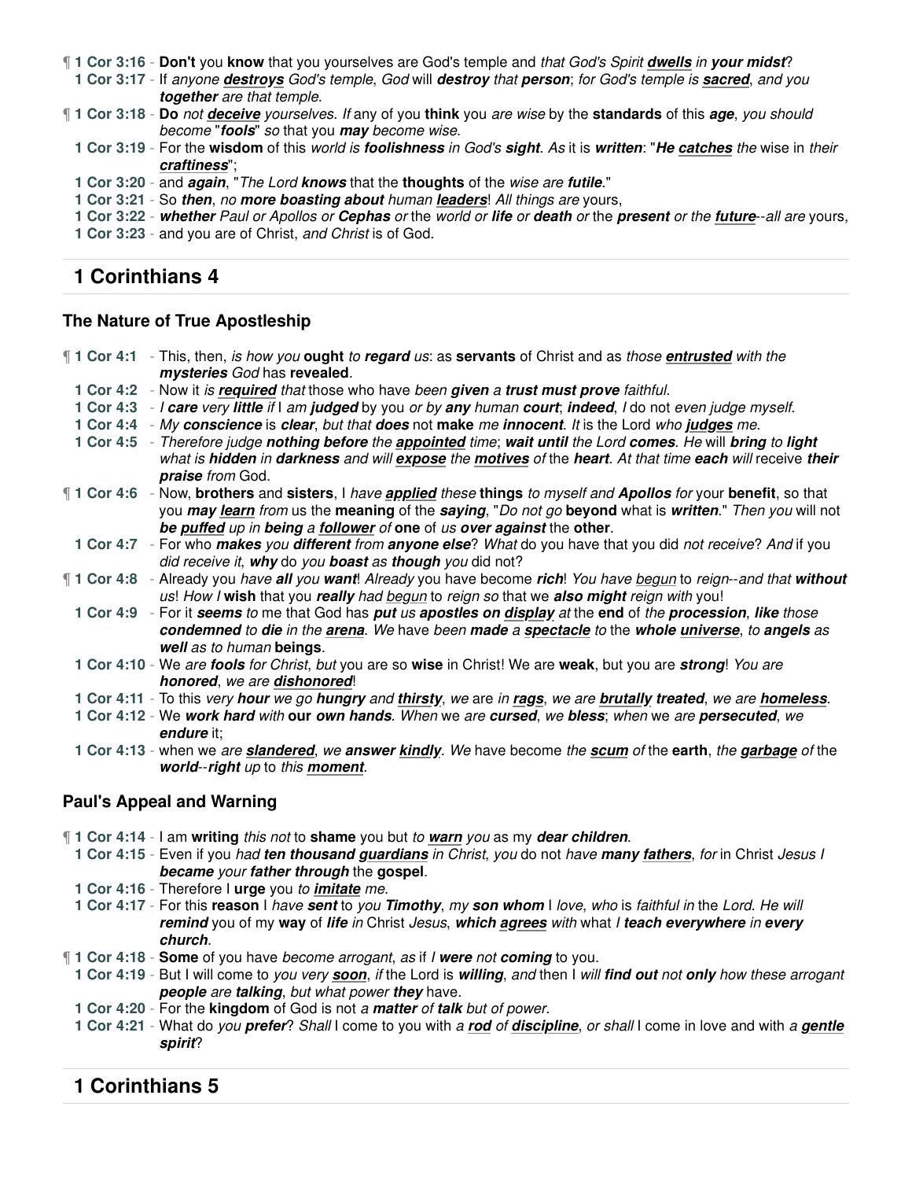¶ **1 Cor 3:16** - **Don't** you **know** that you yourselves are God's temple and *that God's Spirit* ***dwells*** *in* ***your midst***?

**1 Cor 3:17** - If *anyone* ***destroys*** *God's temple*, *God* will ***destroy*** *that* ***person***; *for God's temple is* ***sacred***, *and you* ***together*** *are that temple*.

¶ **1 Cor 3:18** - **Do** *not* ***deceive*** *yourselves*. *If* any of you **think** you *are wise* by the **standards** of this ***age***, *you should become* "***fools***" *so* that you ***may*** *become wise*.

**1 Cor 3:19** - For the **wisdom** of this *world is* ***foolishness*** *in God's* ***sight***. *As* it is ***written***: "***He catches*** *the* wise in *their* ***craftiness***";

**1 Cor 3:20** - and ***again***, "*The Lord* ***knows*** that the **thoughts** of the *wise are* ***futile***."

**1 Cor 3:21** - So ***then***, *no* ***more boasting about*** *human* ***leaders***! *All things are* yours,

**1 Cor 3:22** - ***whether*** *Paul or Apollos or* ***Cephas*** *or* the *world or* ***life*** *or* ***death*** *or* the ***present*** *or the* ***future***--*all are* yours,

**1 Cor 3:23** - and you are of Christ, *and Christ* is of God.

## 1 Corinthians 4

### The Nature of True Apostleship

¶ **1 Cor 4:1** - This, then, *is how you* **ought** *to* ***regard*** *us*: as **servants** of Christ and as *those* ***entrusted*** *with the* ***mysteries*** *God* has **revealed**.

**1 Cor 4:2** - Now it *is* ***required*** *that* those who have *been* ***given*** *a* ***trust must prove*** *faithful*.

**1 Cor 4:3** - *I* ***care*** *very* ***little*** *if* I *am* ***judged*** by you *or by* ***any*** *human* ***court***; ***indeed***, *I* do not *even judge myself*.

**1 Cor 4:4** - *My* ***conscience*** is ***clear***, *but that* ***does*** not **make** *me* ***innocent***. *It* is the Lord *who* ***judges*** *me*.

**1 Cor 4:5** - *Therefore judge* ***nothing before*** *the* ***appointed*** *time*; ***wait until*** *the Lord* ***comes***. *He* will ***bring*** *to* ***light*** *what is* ***hidden*** *in* ***darkness*** *and will* ***expose*** *the* ***motives*** *of* the **heart**. *At that time* ***each*** *will* receive ***their praise*** *from* God.

¶ **1 Cor 4:6** - Now, **brothers** and **sisters**, I *have* ***applied*** *these* **things** *to myself and* ***Apollos*** *for* your **benefit**, so that you ***may learn*** *from* us the **meaning** of the ***saying***, "*Do not go* **beyond** what is ***written***." *Then you* will not ***be puffed*** *up in* ***being*** *a* ***follower*** *of* **one** of *us* ***over against*** the **other**.

**1 Cor 4:7** - For who ***makes*** *you* ***different*** *from* ***anyone else***? *What* do you have that you did *not receive*? *And* if you *did receive it*, ***why*** do *you* ***boast*** *as* ***though*** *you* did not?

¶ **1 Cor 4:8** - Already you *have* ***all*** *you* ***want***! *Already* you have become ***rich***! *You have* begun to *reign*--*and that* ***without*** *us*! *How I* **wish** that you ***really*** *had* begun to *reign so* that we ***also might*** *reign with* you!

**1 Cor 4:9** - For it ***seems*** *to* me that God has ***put*** *us* ***apostles on display*** *at* the **end** of *the* ***procession***, ***like*** *those* ***condemned*** *to* ***die*** *in the* ***arena***. *We* have *been* ***made*** *a* ***spectacle*** *to* the ***whole universe***, *to* ***angels*** *as* ***well*** *as to human* **beings**.

**1 Cor 4:10** - We *are* ***fools*** *for Christ*, *but* you are so **wise** in Christ! We are **weak**, but you are ***strong***! *You are* ***honored***, *we are* ***dishonored***!

**1 Cor 4:11** - To this *very* ***hour*** *we go* ***hungry*** *and* ***thirsty***, *we* are in ***rags***, *we are* ***brutally treated***, *we are* ***homeless***.

**1 Cor 4:12** - We ***work hard*** *with* **our** ***own hands***. *When* we *are* ***cursed***, *we* ***bless***; *when* we *are* ***persecuted***, *we* ***endure*** it;

**1 Cor 4:13** - when we *are* ***slandered***, *we* ***answer kindly***. *We* have become *the* ***scum*** *of* the **earth**, *the* ***garbage*** *of* the ***world***--***right*** *up* to *this* ***moment***.

### Paul's Appeal and Warning

¶ **1 Cor 4:14** - I am **writing** *this not* to **shame** you but *to* ***warn*** *you* as my ***dear children***.

**1 Cor 4:15** - Even if you *had* ***ten thousand guardians*** *in Christ*, *you* do not *have* ***many fathers***, *for* in Christ *Jesus I* ***became*** *your* ***father through*** the **gospel**.

**1 Cor 4:16** - Therefore I **urge** you *to* ***imitate*** *me*.

**1 Cor 4:17** - For this **reason** I *have* ***sent*** to *you* ***Timothy***, *my* ***son whom*** I *love*, *who* is *faithful in* the *Lord*. *He will* ***remind*** you of my **way** of ***life*** *in* Christ *Jesus*, ***which agrees*** *with* what *I* ***teach everywhere*** *in* ***every church***.

¶ **1 Cor 4:18** - **Some** of you have *become arrogant*, *as* if *I* ***were*** *not* ***coming*** to you.

**1 Cor 4:19** - But I will come to *you very* ***soon***, *if* the Lord is ***willing***, *and* then I *will* ***find out*** not ***only*** *how these arrogant* ***people*** *are* ***talking***, *but what power* ***they*** have.

**1 Cor 4:20** - For the **kingdom** of God is not *a* ***matter*** *of* ***talk*** *but of power*.

**1 Cor 4:21** - What do *you* ***prefer***? *Shall* I come to you with *a* ***rod*** *of* ***discipline***, *or shall* I come in love and with *a* ***gentle spirit***?

## 1 Corinthians 5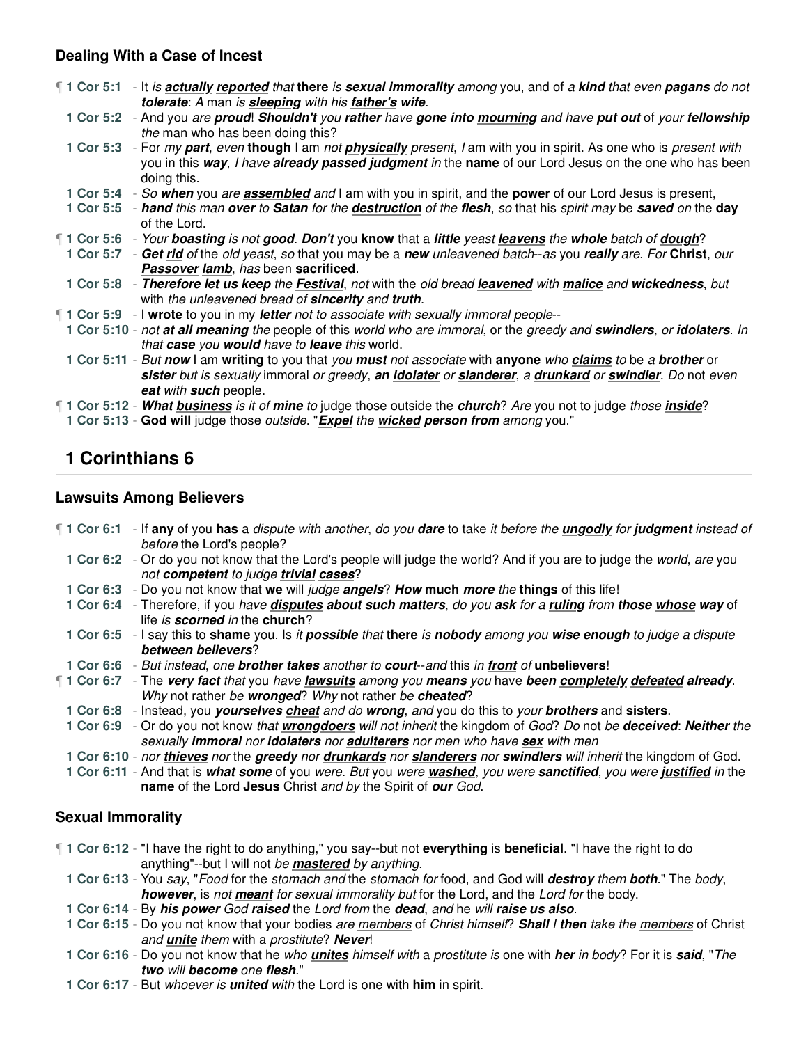### Dealing With a Case of Incest

¶ **1 Cor 5:1** - It *is* ***actually*** ***reported*** *that* **there** *is* ***sexual immorality*** *among* you, and of *a* ***kind*** *that even* ***pagans*** *do not* ***tolerate***: *A* man *is* ***sleeping*** *with his* ***father's*** ***wife***.

**1 Cor 5:2** - And you *are* ***proud***! ***Shouldn't*** *you* ***rather*** *have* ***gone into mourning*** and have ***put out*** of *your* ***fellowship*** *the* man who has been doing this?

**1 Cor 5:3** - For *my* ***part***, *even* **though** I am *not* ***physically*** *present*, *I* am with you in spirit. As one who is *present with* you in this ***way***, *I have* ***already passed judgment*** *in* the **name** of our Lord Jesus on the one who has been doing this.

**1 Cor 5:4** - *So* ***when*** you *are* ***assembled*** *and* I am with you in spirit, and the **power** of our Lord Jesus is present,

**1 Cor 5:5** - ***hand*** this man ***over*** *to* ***Satan*** *for the* ***destruction*** *of the* ***flesh***, *so* that his *spirit may* be ***saved*** *on* the **day** of the Lord.

¶ **1 Cor 5:6** - *Your* ***boasting*** *is not* ***good***. ***Don't*** you **know** that a ***little*** *yeast* ***leavens*** *the* ***whole*** batch of ***dough***?

**1 Cor 5:7** - ***Get rid*** *of* the *old yeast*, *so* that you may be a ***new*** *unleavened batch--as* you ***really*** *are*. *For* **Christ**, *our* ***Passover*** ***lamb***, *has* been **sacrificed**.

**1 Cor 5:8** - ***Therefore let us keep*** *the* ***Festival***, *not* with the *old bread* ***leavened*** *with* ***malice*** *and* ***wickedness***, *but* with *the unleavened bread of* ***sincerity*** *and* ***truth***.

¶ **1 Cor 5:9** - I **wrote** to you in my ***letter*** *not to associate with sexually immoral people--*

**1 Cor 5:10** - *not* ***at all meaning*** *the* people of this *world who are immoral*, or the *greedy and* ***swindlers***, *or* ***idolaters***. *In that* ***case*** *you* ***would*** have to ***leave*** this world.

**1 Cor 5:11** - *But* ***now*** I am **writing** to you that *you* ***must*** *not associate* with **anyone** *who* ***claims*** *to* be *a* ***brother*** or ***sister*** but is sexually immoral *or* greedy, ***an idolater*** *or* ***slanderer***, *a* ***drunkard*** *or* ***swindler***. *Do* not *even* ***eat*** *with* ***such*** people.

¶ **1 Cor 5:12** - ***What business*** *is it of* ***mine*** *to* judge those outside the ***church***? *Are* you not to judge *those* ***inside***?

**1 Cor 5:13** - **God will** judge those *outside*. "***Expel*** *the* ***wicked person from*** *among* you."

## 1 Corinthians 6

### Lawsuits Among Believers

¶ **1 Cor 6:1** - If **any** of you **has** a *dispute with another*, *do you* ***dare*** to take *it before the* ***ungodly*** *for* ***judgment*** *instead of before* the Lord's people?

**1 Cor 6:2** - Or do you not know that the Lord's people will judge the world? And if you are to judge the *world*, *are* you *not* ***competent*** *to judge* ***trivial*** ***cases***?

**1 Cor 6:3** - Do you not know that **we** will *judge* ***angels***? ***How*** **much** ***more*** *the* **things** of this life!

**1 Cor 6:4** - Therefore, if you *have* ***disputes*** ***about such matters***, *do you* ***ask*** *for a* ***ruling*** *from* ***those*** ***whose*** ***way*** of life *is* ***scorned*** *in* the **church**?

**1 Cor 6:5** - I say this to **shame** you. Is *it* ***possible*** *that* **there** *is* ***nobody*** *among you* ***wise enough*** *to judge a dispute* ***between believers***?

**1 Cor 6:6** - *But instead*, *one* ***brother takes*** *another to* ***court****--and* this *in* ***front*** *of* **unbelievers**!

¶ **1 Cor 6:7** - The ***very fact*** *that* you *have* ***lawsuits*** *among you* ***means*** *you* have ***been completely defeated already***. *Why* not rather *be* ***wronged***? *Why* not rather *be* ***cheated***?

**1 Cor 6:8** - Instead, you ***yourselves cheat*** *and do* ***wrong***, *and* you do this to *your* ***brothers*** and **sisters**.

**1 Cor 6:9** - Or do you not know *that* ***wrongdoers*** *will not inherit* the kingdom of *God*? *Do* not *be* ***deceived***: ***Neither*** *the* sexually ***immoral*** *nor* ***idolaters*** *nor* ***adulterers*** nor men who have ***sex*** with men

**1 Cor 6:10** - *nor* ***thieves*** *nor* the ***greedy*** *nor* ***drunkards*** *nor* ***slanderers*** *nor* ***swindlers*** *will inherit* the kingdom of God.

**1 Cor 6:11** - And that is ***what some*** of you *were*. *But* you were ***washed***, *you were* ***sanctified***, *you were* ***justified*** *in* the **name** of the Lord **Jesus** Christ *and by* the Spirit of ***our*** *God*.

### Sexual Immorality

¶ **1 Cor 6:12** - "I have the right to do anything," you say--but not **everything** is **beneficial**. "I have the right to do anything"--but I will not *be* ***mastered*** *by anything*.

**1 Cor 6:13** - You *say*, "*Food* for the *stomach and* the *stomach for* food, and God will ***destroy*** *them* ***both***." The *body*, ***however***, is *not* ***meant*** *for sexual immorality but* for the Lord, and the *Lord for* the body.

**1 Cor 6:14** - By ***his power*** *God* ***raised*** the *Lord from* the ***dead***, *and* he ***will raise us also***.

**1 Cor 6:15** - Do you not know that your bodies *are members* of *Christ himself*? ***Shall I then*** *take the members* of Christ *and* ***unite*** *them* with a *prostitute*? ***Never***!

**1 Cor 6:16** - Do you not know that he *who* ***unites*** *himself with* a *prostitute is* one with ***her*** *in body*? For it is ***said***, "*The* ***two*** *will* ***become*** *one* ***flesh***."

**1 Cor 6:17** - But *whoever is* ***united*** *with* the Lord is one with **him** in spirit.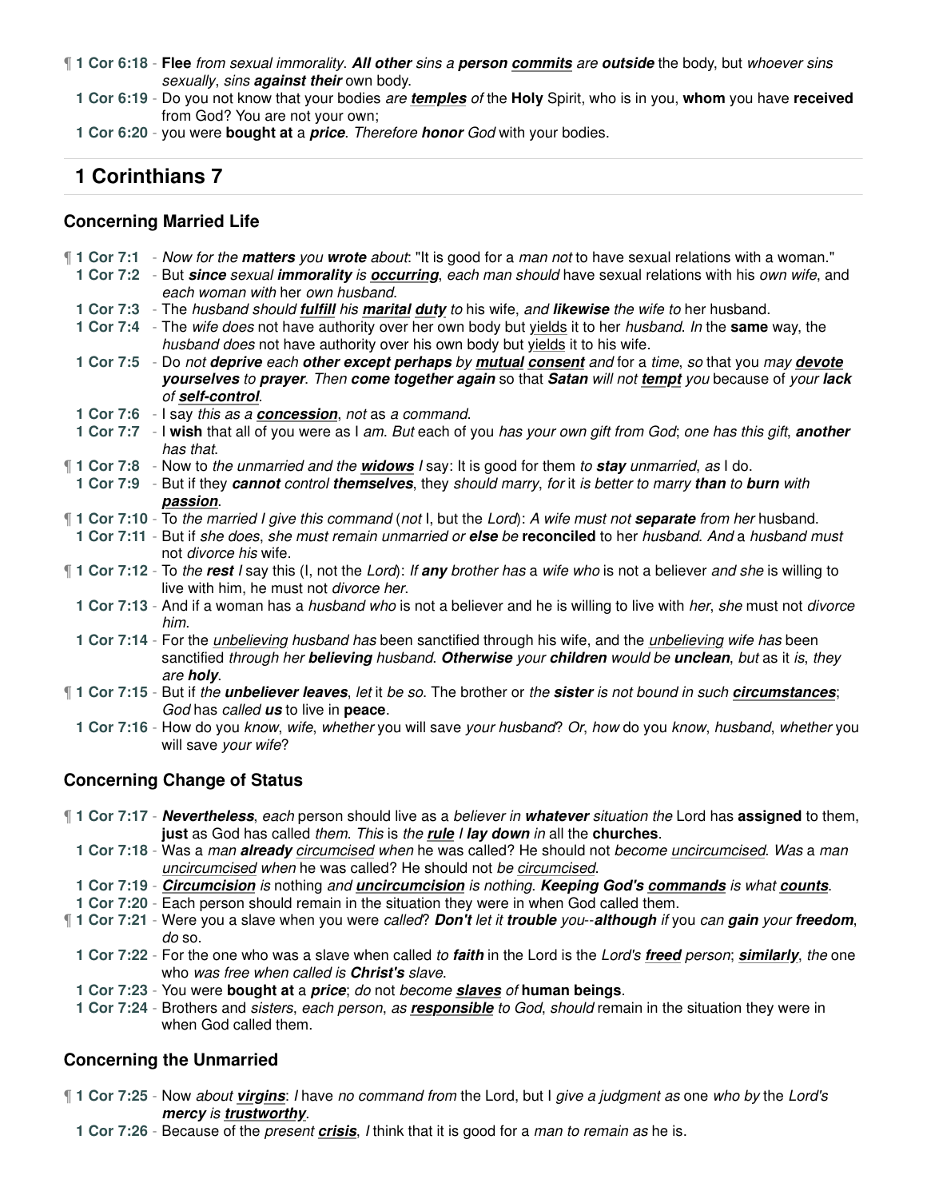¶ **1 Cor 6:18** - **Flee** *from sexual immorality*. ***All other*** sins a ***person*** ***<u>commits</u>*** are ***outside*** the body, but *whoever sins sexually*, *sins* ***against their*** own body.

**1 Cor 6:19** - Do you not know that your bodies *are* ***<u>temples</u>*** *of* the **Holy** Spirit, who is in you, **whom** you have **received** from God? You are not your own;

**1 Cor 6:20** - you were **bought at** a ***price***. *Therefore* ***honor*** *God* with your bodies.

## 1 Corinthians 7

### Concerning Married Life

¶ **1 Cor 7:1** - *Now for the* ***matters*** *you* ***wrote*** *about*: "It is good for a *man not* to have sexual relations with a woman."

**1 Cor 7:2** - But ***since*** *sexual* ***immorality*** *is* ***<u>occurring</u>***, *each man should* have sexual relations with his *own wife*, and *each woman with* her *own husband*.

**1 Cor 7:3** - The *husband should* ***<u>fulfill</u>*** his ***<u>marital</u>*** ***<u>duty</u>*** *to* his wife, *and* ***likewise*** *the wife to* her husband.

**1 Cor 7:4** - The *wife does* not have authority over her own body but <u>yields</u> it to her *husband*. *In* the **same** way, the *husband does* not have authority over his own body but <u>yields</u> it to his wife.

**1 Cor 7:5** - Do *not* ***deprive*** *each* ***other except perhaps*** *by* ***<u>mutual</u>*** ***<u>consent</u>*** *and* for a *time*, *so* that you *may* ***<u>devote</u>*** ***yourselves*** *to* ***prayer***. *Then* ***come together again*** so that ***Satan*** *will not* ***<u>tempt</u>*** *you* because of *your* ***lack*** *of* ***<u>self-control</u>***.

**1 Cor 7:6** - I say *this as a* ***<u>concession</u>***, *not* as *a command*.

**1 Cor 7:7** - I **wish** that all of you were as I *am*. *But* each of you *has your own gift from God*; *one has this gift*, ***another*** *has that*.

¶ **1 Cor 7:8** - Now to *the unmarried and the* ***<u>widows</u>*** *I* say: It is good for them *to* ***stay*** *unmarried*, *as* I do.

**1 Cor 7:9** - But if they ***cannot*** control ***themselves***, they *should marry*, *for* it *is better to marry* ***than*** *to* ***burn*** *with* ***<u>passion</u>***.

¶ **1 Cor 7:10** - To *the married I give this command* (*not* I, but the *Lord*): *A wife must not* ***separate*** *from her* husband.

**1 Cor 7:11** - But if *she does*, *she must remain unmarried or* ***else*** *be* **reconciled** to her *husband*. *And* a *husband must* not *divorce his* wife.

¶ **1 Cor 7:12** - To *the* ***rest*** *I* say this (I, not the *Lord*): *If* ***any*** *brother has* a *wife who* is not a believer *and she* is willing to live with him, he must not *divorce her*.

**1 Cor 7:13** - And if a woman has a *husband who* is not a believer and he is willing to live with *her*, *she* must not *divorce him*.

**1 Cor 7:14** - For the *<u>unbelieving</u>* husband *has* been sanctified through his wife, and the *<u>unbelieving</u>* *wife has* been sanctified *through her* ***believing*** *husband*. ***Otherwise*** *your* ***children*** *would be* ***unclean***, *but* as it *is*, *they are* ***holy***.

¶ **1 Cor 7:15** - But if *the* ***unbeliever leaves***, *let* it *be so*. The brother or *the* ***sister*** *is not bound in such* ***<u>circumstances</u>***; *God* has *called* ***us*** to live in **peace**.

**1 Cor 7:16** - How do you *know*, *wife*, *whether* you will save *your husband*? *Or*, *how* do you *know*, *husband*, *whether* you will save *your wife*?

### Concerning Change of Status

¶ **1 Cor 7:17** - ***Nevertheless***, *each* person should live as a *believer in* ***whatever*** *situation the* Lord has **assigned** to them, **just** as God has called *them*. *This* is *the* ***<u>rule</u>*** *I* ***lay down*** *in* all the **churches**.

**1 Cor 7:18** - Was a *man* ***already*** *<u>circumcised</u>* *when* he was called? He should not *become <u>uncircumcised</u>*. *Was* a *man <u>uncircumcised</u>* *when* he was called? He should not *be <u>circumcised</u>*.

**1 Cor 7:19** - ***<u>Circumcision</u>*** *is* nothing *and* ***<u>uncircumcision</u>*** *is nothing*. ***Keeping God's*** ***<u>commands</u>*** *is what* ***<u>counts</u>***.

**1 Cor 7:20** - Each person should remain in the situation they were in when God called them.

¶ **1 Cor 7:21** - Were you a slave when you were *called*? ***Don't*** *let it* ***trouble*** *you*--***although*** *if* you *can* ***gain*** *your* ***freedom***, *do* so.

**1 Cor 7:22** - For the one who was a slave when called *to* ***faith*** in the Lord is the *Lord's* ***<u>freed</u>*** *person*; ***<u>similarly</u>***, *the* one who *was free when called is* ***Christ's*** *slave*.

**1 Cor 7:23** - You were **bought at** a ***price***; *do* not *become* ***<u>slaves</u>*** *of* **human beings**.

**1 Cor 7:24** - Brothers and *sisters*, *each person*, *as* ***<u>responsible</u>*** *to God*, *should* remain in the situation they were in when God called them.

### Concerning the Unmarried

¶ **1 Cor 7:25** - Now *about* ***<u>virgins</u>***: *I* have *no command from* the Lord, but I *give a judgment as* one *who by* the *Lord's* ***mercy*** *is* ***<u>trustworthy</u>***.

**1 Cor 7:26** - Because of the *present* ***<u>crisis</u>***, *I* think that it is good for a *man to remain as* he is.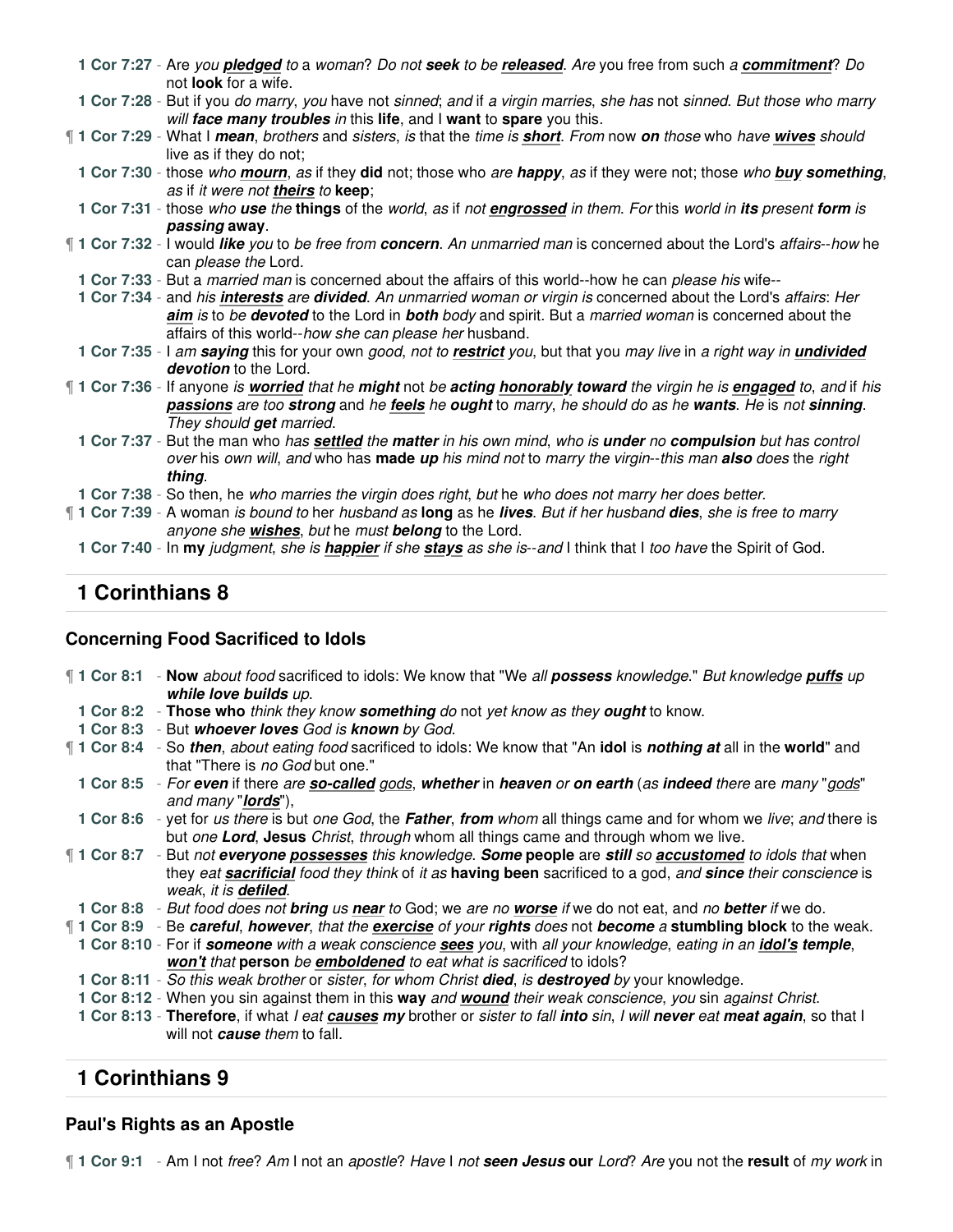**1 Cor 7:27** - Are *you* ***pledged*** *to* a *woman*? *Do not* ***seek*** *to be* ***released***. *Are* you free from such *a* ***commitment***? *Do* not **look** for a wife.

**1 Cor 7:28** - But if you *do marry*, *you* have not *sinned*; *and* if *a virgin marries*, *she has* not *sinned*. *But those who marry will* ***face many troubles*** *in* this **life**, and I **want** to **spare** you this.

¶ **1 Cor 7:29** - What I ***mean***, *brothers* and *sisters*, *is* that the *time is* ***short***. *From* now ***on*** *those* who *have* ***wives*** should live as if they do not;

**1 Cor 7:30** - those *who* ***mourn***, *as* if they **did** not; those who *are* ***happy***, *as* if they were not; those *who* ***buy something***, *as* if *it were not* ***theirs*** *to* **keep**;

**1 Cor 7:31** - those *who* ***use*** *the* **things** of the *world*, *as* if *not* ***engrossed*** *in them*. *For* this *world in* ***its*** *present* ***form*** *is* ***passing* away**.

¶ **1 Cor 7:32** - I would ***like*** *you* to *be free from* ***concern***. *An unmarried man* is concerned about the Lord's *affairs--how* he can *please the* Lord.

**1 Cor 7:33** - But a *married man* is concerned about the affairs of this world--how he can *please his* wife--

**1 Cor 7:34** - and *his* ***interests*** *are* ***divided***. *An unmarried woman or virgin is* concerned about the Lord's *affairs*: *Her* ***aim*** *is* to *be* ***devoted*** to the Lord in ***both*** *body* and spirit. But a *married woman* is concerned about the affairs of this world--*how she can please her* husband.

**1 Cor 7:35** - I *am* ***saying*** this for your own *good*, *not to* ***restrict*** *you*, but that you *may live* in *a right way in* ***undivided devotion*** to the Lord.

¶ **1 Cor 7:36** - If anyone *is* ***worried*** *that he* ***might*** not *be* ***acting honorably toward*** *the virgin he is* ***engaged*** *to*, *and* if *his* ***passions*** *are too* ***strong*** and *he* ***feels*** *he* ***ought*** to *marry*, *he should do as he* ***wants***. *He* is *not* ***sinning***. *They should* ***get*** *married*.

**1 Cor 7:37** - But the man who *has* ***settled*** *the* ***matter*** *in his own mind*, *who is* ***under*** *no* ***compulsion*** *but has control over* his *own will*, *and* who has **made** ***up*** *his mind not* to *marry the virgin--this man* ***also*** *does* the *right* ***thing***.

**1 Cor 7:38** - So then, he *who marries the virgin does right*, *but* he *who does not marry her does better*.

¶ **1 Cor 7:39** - A woman *is bound to* her *husband as* **long** as he ***lives***. *But if her husband* ***dies***, *she is free to marry anyone she* ***wishes***, *but* he *must* ***belong*** to the Lord.

**1 Cor 7:40** - In **my** *judgment*, *she is* ***happier*** *if she* ***stays*** *as she is--and* I think that I *too have* the Spirit of God.

## 1 Corinthians 8

### Concerning Food Sacrificed to Idols

¶ **1 Cor 8:1** - **Now** *about food* sacrificed to idols: We know that "We *all* ***possess*** *knowledge*." *But knowledge* ***puffs*** *up* ***while love builds*** *up*.

**1 Cor 8:2** - **Those who** *think they know* ***something*** *do* not *yet know as they* ***ought*** to know.

**1 Cor 8:3** - But ***whoever loves*** *God is* ***known*** *by God*.

¶ **1 Cor 8:4** - So ***then***, *about eating food* sacrificed to idols: We know that "An **idol** is ***nothing at*** all in the **world**" and that "There is *no God* but one."

**1 Cor 8:5** - *For* ***even*** if there *are* ***so-called*** *gods*, ***whether*** in ***heaven*** *or* ***on earth*** (*as* ***indeed*** *there* are *many* "*gods*" *and many* "***lords***"),

**1 Cor 8:6** - yet for *us there* is but *one God*, the ***Father***, ***from*** *whom* all things came and for whom we *live*; *and* there is but *one* ***Lord***, **Jesus** *Christ*, *through* whom all things came and through whom we live.

¶ **1 Cor 8:7** - But *not* ***everyone possesses*** *this knowledge*. ***Some* people** are ***still*** *so* ***accustomed*** *to idols that* when they *eat* ***sacrificial*** *food they think* of *it as* **having been** sacrificed to a god, *and* ***since*** *their conscience* is *weak*, *it is* ***defiled***.

**1 Cor 8:8** - *But food does not* ***bring*** *us* ***near*** *to* God; we *are no* ***worse*** *if* we do not eat, and *no* ***better*** *if* we do.

¶ **1 Cor 8:9** - Be ***careful***, ***however***, *that the* ***exercise*** *of your* ***rights*** *does* not ***become*** *a* **stumbling block** to the weak.

**1 Cor 8:10** - For if ***someone*** *with a weak conscience* ***sees*** *you*, with *all your knowledge*, *eating in an* ***idol's temple***, ***won't*** *that* **person** *be* ***emboldened*** *to eat what is sacrificed* to idols?

**1 Cor 8:11** - *So this weak brother* or *sister*, *for whom Christ* ***died***, *is* ***destroyed*** *by* your knowledge.

**1 Cor 8:12** - When you sin against them in this **way** *and* ***wound*** *their weak conscience*, *you* sin *against Christ*.

**1 Cor 8:13** - **Therefore**, if what *I eat* ***causes my*** brother or *sister to fall* ***into*** *sin*, *I will* ***never*** *eat* ***meat again***, so that I will not ***cause*** *them* to fall.

## 1 Corinthians 9

### Paul's Rights as an Apostle

¶ **1 Cor 9:1** - Am I not *free*? *Am* I not an *apostle*? *Have* I *not* ***seen Jesus* our** *Lord*? *Are* you not the **result** of *my work* in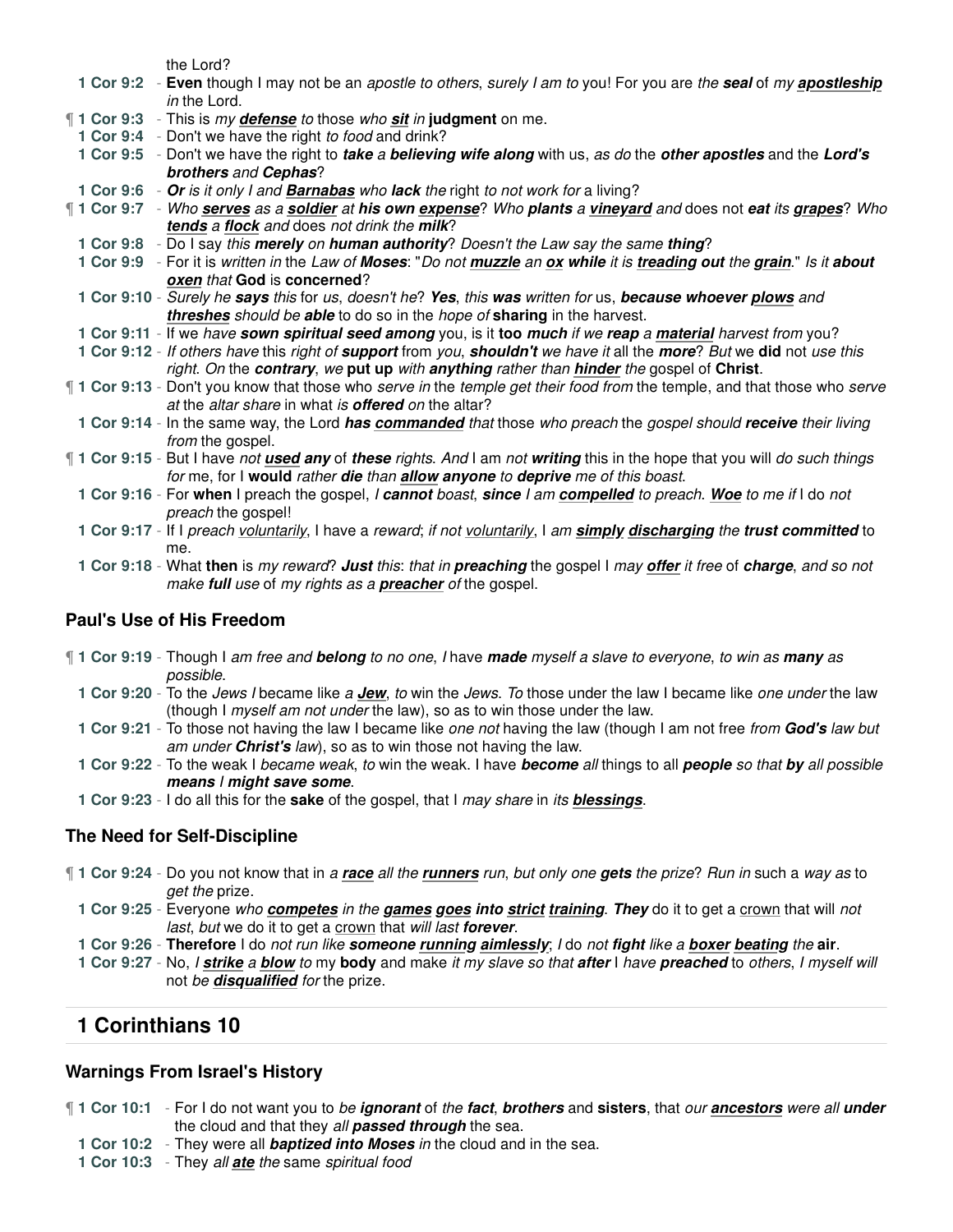the Lord?

**1 Cor 9:2** - **Even** though I may not be an *apostle to others*, *surely I am to* you! For you are *the **seal*** of *my **apostleship*** *in* the Lord.

¶ **1 Cor 9:3** - This is *my **defense** to* those *who **sit** in* **judgment** on me.

**1 Cor 9:4** - Don't we have the right *to food* and drink?

**1 Cor 9:5** - Don't we have the right to ***take** a **believing wife along*** with us, *as do* the ***other apostles*** and the ***Lord's brothers*** *and **Cephas***?

**1 Cor 9:6** - ***Or** is it only I and **Barnabas** who **lack** the* right *to not work for* a living?

¶ **1 Cor 9:7** - *Who **serves** as a **soldier** at **his own expense**? Who **plants** a **vineyard** and* does not ***eat** its **grapes**? Who **tends** a **flock** and* does *not drink the **milk***?

**1 Cor 9:8** - Do I say *this **merely** on **human authority**? Doesn't the Law say the same **thing***?

**1 Cor 9:9** - For it is *written in* the *Law of **Moses***: "*Do not **muzzle** an **ox while** it is **treading out** the **grain**.*" *Is it **about oxen** that* **God** is **concerned**?

**1 Cor 9:10** - *Surely he **says** this* for *us*, *doesn't he*? ***Yes***, *this **was** written for* us, ***because whoever plows*** and ***threshes*** *should be **able*** to do so in the *hope of* **sharing** in the harvest.

**1 Cor 9:11** - If we *have **sown spiritual seed among*** you, is it **too *much*** *if we **reap** a **material** harvest from* you?

**1 Cor 9:12** - *If others have* this *right of **support*** from *you*, ***shouldn't*** *we have it* all the ***more***? *But* we **did** not *use this right*. *On* the ***contrary***, *we* **put up** *with **anything*** *rather than **hinder** the* gospel of **Christ**.

¶ **1 Cor 9:13** - Don't you know that those who *serve in* the *temple get their food from* the temple, and that those who *serve at* the *altar share* in what *is **offered** on* the altar?

**1 Cor 9:14** - In the same way, the Lord ***has commanded*** *that* those *who preach* the *gospel should **receive** their living from* the gospel.

¶ **1 Cor 9:15** - But I have *not **used any*** of ***these*** *rights*. *And* I am *not **writing*** this in the hope that you will *do such things for* me, for I **would** *rather **die** than **allow anyone** to **deprive** me of this boast*.

**1 Cor 9:16** - For **when** I preach the gospel, *I **cannot** boast*, ***since*** *I am **compelled** to preach*. ***Woe*** *to me if* I do *not preach* the gospel!

**1 Cor 9:17** - If I *preach voluntarily*, I have a *reward*; *if not voluntarily*, I *am **simply discharging*** *the **trust committed*** to me.

**1 Cor 9:18** - What **then** is *my reward*? ***Just*** *this*: *that in **preaching*** the gospel I *may **offer** it free* of ***charge***, *and so not make **full** use* of *my rights as a **preacher** of* the gospel.

### Paul's Use of His Freedom

¶ **1 Cor 9:19** - Though I *am free and **belong** to no one*, *I* have ***made*** *myself a slave to everyone*, *to win as **many** as possible*.

**1 Cor 9:20** - To the *Jews I* became like *a **Jew***, *to* win the *Jews*. *To* those under the law I became like *one under* the law (though I *myself am not under* the law), so as to win those under the law.

**1 Cor 9:21** - To those not having the law I became like *one not* having the law (though I am not free *from **God's** law but am under **Christ's** law*), so as to win those not having the law.

**1 Cor 9:22** - To the weak I *became weak*, *to* win the weak. I have ***become** all* things to all ***people*** *so that* **by** *all possible **means*** *I **might save some***.

**1 Cor 9:23** - I do all this for the **sake** of the gospel, that I *may share* in *its **blessings***.

### The Need for Self-Discipline

¶ **1 Cor 9:24** - Do you not know that in *a **race*** *all the **runners** run*, *but only one **gets** the prize*? *Run in* such a *way as* to *get the* prize.

**1 Cor 9:25** - Everyone *who **competes** in the **games goes into strict training***. ***They*** do it to get a crown that will *not last*, *but* we do it to get a crown that *will last **forever***.

**1 Cor 9:26** - **Therefore** I do *not run like **someone running aimlessly***; *I* do *not **fight** like a **boxer beating** the* **air**.

**1 Cor 9:27** - No, *I **strike** a **blow** to* my **body** and make *it my slave so that **after*** I *have **preached*** to *others*, *I myself will* not *be **disqualified** for* the prize.

## 1 Corinthians 10

### Warnings From Israel's History

¶ **1 Cor 10:1** - For I do not want you to *be **ignorant*** of *the **fact***, ***brothers*** and **sisters**, that *our **ancestors*** *were all **under*** the cloud and that they *all **passed through*** the sea.

**1 Cor 10:2** - They were all ***baptized into Moses*** *in* the cloud and in the sea.

**1 Cor 10:3** - They *all **ate** the* same *spiritual food*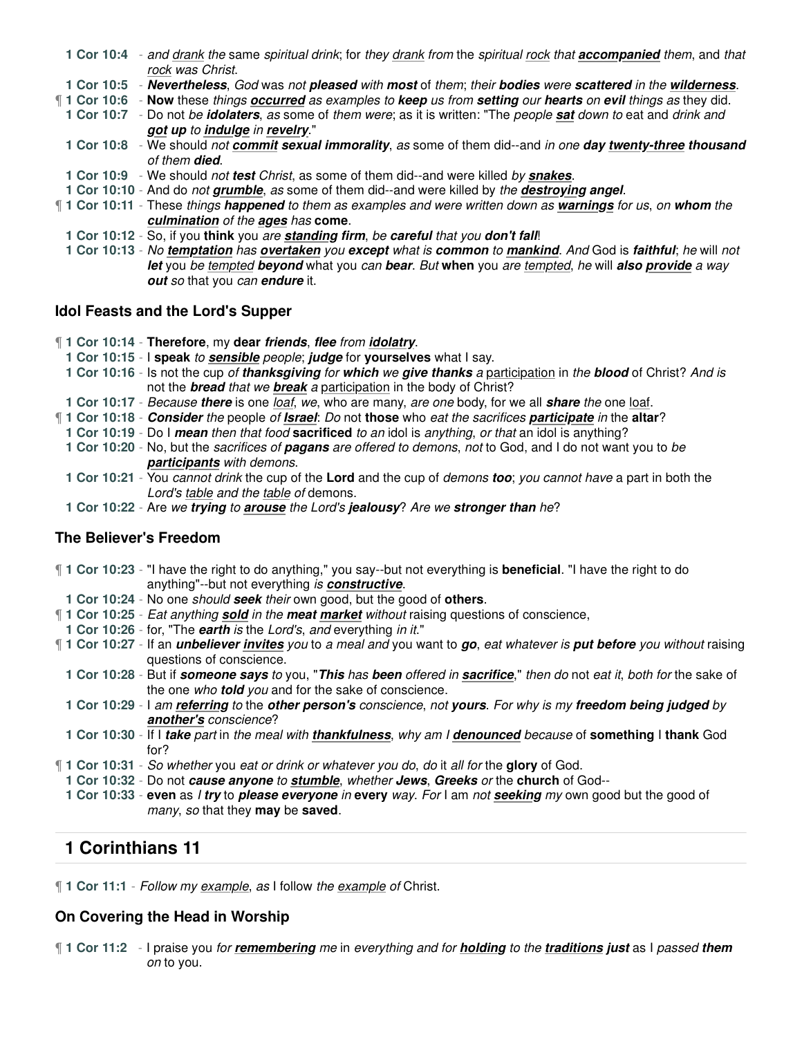**1 Cor 10:4** - *and* drank *the* same *spiritual drink*; for *they* drank *from* the *spiritual* rock *that* ***accompanied*** *them*, and *that* rock *was Christ*.

**1 Cor 10:5** - ***Nevertheless***, *God* was *not* ***pleased*** *with* ***most*** of *them*; *their* ***bodies*** *were* ***scattered*** *in the* ***wilderness***.

¶ **1 Cor 10:6** - **Now** these *things* ***occurred*** *as examples to* ***keep*** *us from* ***setting*** *our* ***hearts*** *on* ***evil*** *things as* they did.

**1 Cor 10:7** - Do not *be* ***idolaters***, *as* some of *them were*; as it is written: "The *people* ***sat*** *down to* eat and *drink and* ***got up*** *to* ***indulge*** *in* ***revelry***."

**1 Cor 10:8** - We should *not* ***commit*** ***sexual immorality***, *as* some of them did--and *in one* ***day*** ***twenty-three*** ***thousand*** *of them* ***died***.

**1 Cor 10:9** - We should *not* ***test*** *Christ*, as some of them did--and were killed *by* ***snakes***.

**1 Cor 10:10** - And do *not* ***grumble***, *as* some of them did--and were killed by *the* ***destroying angel***.

¶ **1 Cor 10:11** - These *things* ***happened*** *to them as examples and were written down as* ***warnings*** *for us*, *on* ***whom*** *the* ***culmination*** *of the* ***ages*** *has* **come**.

**1 Cor 10:12** - So, if you **think** you *are* ***standing firm***, *be* ***careful*** that you ***don't fall***!

**1 Cor 10:13** - *No* ***temptation*** *has* ***overtaken*** *you* ***except*** *what is* ***common*** *to* ***mankind***. *And* God is ***faithful***; *he* will *not* ***let*** *you be* tempted ***beyond*** what you *can* ***bear***. *But* **when** you *are* tempted, *he* will ***also provide*** *a way* ***out*** *so* that you *can* ***endure*** it.

### Idol Feasts and the Lord's Supper

¶ **1 Cor 10:14** - **Therefore**, my **dear** ***friends***, ***flee*** *from* ***idolatry***.

**1 Cor 10:15** - I **speak** *to* ***sensible*** *people*; ***judge*** for **yourselves** what I say.

**1 Cor 10:16** - Is not the cup *of* ***thanksgiving*** *for* ***which*** *we* ***give thanks*** *a* participation in *the* ***blood*** of Christ? *And is* not the ***bread*** *that we* ***break*** *a* participation in the body of Christ?

**1 Cor 10:17** - *Because* ***there*** is one *loaf*, *we*, who are many, *are one* body, for we all ***share*** *the* one loaf.

¶ **1 Cor 10:18** - ***Consider*** *the* people *of* ***Israel***: *Do* not **those** who *eat the sacrifices* ***participate*** *in* the **altar**?

**1 Cor 10:19** - Do I ***mean*** *then that* food **sacrificed** *to an* idol is *anything*, *or that* an idol is anything?

**1 Cor 10:20** - No, but the *sacrifices of* ***pagans*** *are offered to demons*, *not* to God, and I do not want you to *be* ***participants*** *with demons*.

**1 Cor 10:21** - You *cannot drink* the cup of the **Lord** and the cup of *demons* ***too***; *you cannot have* a part in both the *Lord's* table *and the* table *of* demons.

**1 Cor 10:22** - Are *we* ***trying*** *to* ***arouse*** *the* Lord's ***jealousy***? *Are we* ***stronger than*** *he*?

### The Believer's Freedom

¶ **1 Cor 10:23** - "I have the right to do anything," you say--but not everything is **beneficial**. "I have the right to do anything"--but not everything *is* ***constructive***.

**1 Cor 10:24** - No one *should* ***seek*** *their* own good, but the good of **others**.

¶ **1 Cor 10:25** - *Eat anything* ***sold*** *in the* ***meat market*** *without* raising questions of conscience,

**1 Cor 10:26** - for, "The ***earth*** *is* the *Lord's*, *and* everything *in it*."

¶ **1 Cor 10:27** - If an ***unbeliever invites*** *you* to *a meal and* you want to ***go***, *eat whatever is* ***put before*** *you without* raising questions of conscience.

**1 Cor 10:28** - But if ***someone says*** *to* you, "***This*** has ***been*** *offered in* ***sacrifice***," *then do* not *eat it*, *both for* the sake of the one *who* ***told*** *you* and for the sake of conscience.

**1 Cor 10:29** - I *am* ***referring*** *to* the ***other person's*** *conscience*, *not* ***yours***. *For why is my* ***freedom being judged*** *by* ***another's*** *conscience*?

**1 Cor 10:30** - If I ***take*** *part* in *the meal with* ***thankfulness***, *why am I* ***denounced*** *because* of **something** I **thank** God for?

¶ **1 Cor 10:31** - *So whether* you *eat or drink or whatever you do*, *do* it *all for* the **glory** of God.

**1 Cor 10:32** - Do not ***cause anyone*** *to* ***stumble***, *whether* ***Jews***, ***Greeks*** *or* the **church** of God--

**1 Cor 10:33** - **even** as *I* ***try*** to ***please everyone*** *in* **every** *way*. *For* I am *not* ***seeking*** *my* own good but the good of *many*, *so* that they **may** be **saved**.

## 1 Corinthians 11

¶ **1 Cor 11:1** - *Follow my* example, *as* I follow *the* example *of* Christ.

### On Covering the Head in Worship

¶ **1 Cor 11:2** - I praise you *for* ***remembering*** *me* in *everything and for* ***holding*** *to the* ***traditions just*** as I *passed* ***them*** *on* to you.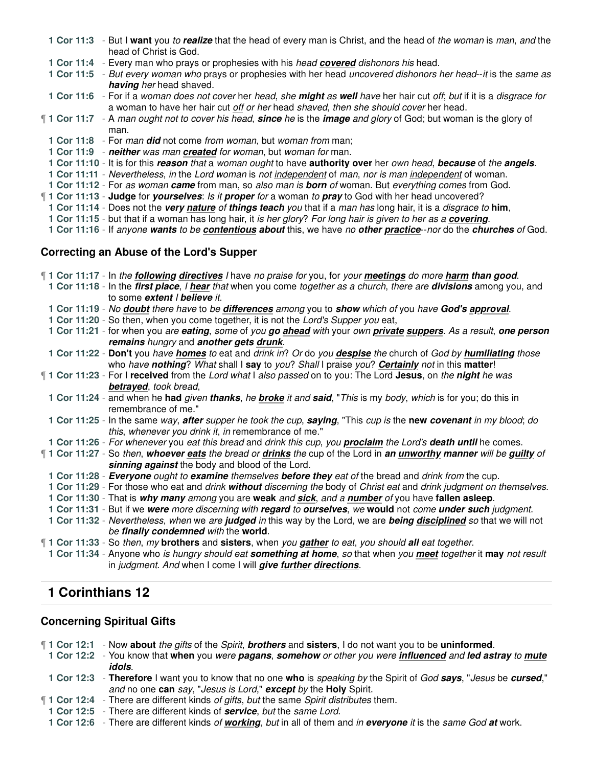**1 Cor 11:3** - But I **want** you *to **realize*** that the head of every man is Christ, and the head of *the woman* is *man*, *and* the head of Christ is God.
**1 Cor 11:4** - Every man who prays or prophesies with his *head* ***covered*** *dishonors his* head.
**1 Cor 11:5** - *But every woman who* prays or prophesies with her head *uncovered dishonors her head--it* is the *same as **having** her* head shaved.
**1 Cor 11:6** - For if a *woman does not cover* her *head*, *she **might*** as ***well*** *have* her hair cut *off*; *but* if it is a *disgrace for* a woman to have her hair cut *off or her* head *shaved*, *then she should cover* her head.
¶ **1 Cor 11:7** - A *man ought not to cover his head*, ***since*** *he* is the ***image*** *and glory* of God; but woman is the glory of man.
**1 Cor 11:8** - For *man **did*** not come *from woman*, but *woman from* man;
**1 Cor 11:9** - ***neither*** *was man **created** for woman*, but *woman for* man.
**1 Cor 11:10** - It is for this ***reason*** *that* a *woman ought* to have **authority over** her *own head*, ***because*** of *the **angels***.
**1 Cor 11:11** - *Nevertheless*, *in* the *Lord woman* is *not independent* of *man*, *nor is man independent* of woman.
**1 Cor 11:12** - For *as woman **came*** from man, so *also man is **born** of* woman. But *everything comes* from God.
¶ **1 Cor 11:13** - **Judge** for ***yourselves***: *Is it **proper** for* a woman *to **pray*** to God with her head uncovered?
**1 Cor 11:14** - Does not the ***very nature*** *of **things teach*** *you* that if a *man has* long hair, it is a *disgrace to* **him**,
**1 Cor 11:15** - but that if a woman has long hair, it *is her glory*? *For long hair is given to her as a **covering***.
**1 Cor 11:16** - If *anyone **wants*** *to be **contentious about*** this, we have *no **other practice***--*nor* do the ***churches*** *of* God.

### Correcting an Abuse of the Lord's Supper

¶ **1 Cor 11:17** - In *the **following directives*** *I* have *no praise for* you, for *your **meetings*** *do more **harm than good***.
**1 Cor 11:18** - In the ***first place***, *I **hear*** *that* when you come *together as a church*, *there are* **divisions** among you, and to some ***extent*** *I **believe*** *it*.
**1 Cor 11:19** - *No **doubt*** *there have* to *be **differences*** *among* you to ***show*** *which of* you *have* ***God's approval***.
**1 Cor 11:20** - So then, when you come together, it is not the *Lord's Supper you* eat,
**1 Cor 11:21** - for when you *are **eating***, *some* of *you **go ahead*** *with* your *own **private suppers***. *As a result*, ***one person remains*** hungry and ***another gets drunk***.
**1 Cor 11:22** - **Don't** you *have **homes*** *to* eat and *drink in*? *Or* do *you **despise*** *the* church of *God by **humiliating*** *those* who *have **nothing***? *What* shall I **say** to *you*? *Shall* I praise *you*? ***Certainly*** *not* in this **matter**!
¶ **1 Cor 11:23** - For I **received** from the *Lord what* I *also passed* on to you: The Lord **Jesus**, on *the **night*** *he was **betrayed***, *took* bread,
**1 Cor 11:24** - and when he **had** *given **thanks***, *he **broke*** *it and **said***, "*This* is my *body*, *which* is for you; do this in remembrance of me."
**1 Cor 11:25** - In the same *way*, ***after*** *supper he took the cup*, ***saying***, "This *cup is* the **new *covenant*** *in my blood*; *do this*, *whenever you drink it*, *in* remembrance of me."
**1 Cor 11:26** - *For whenever* you *eat this bread* and *drink this cup*, *you **proclaim*** *the Lord's **death until*** he comes.
¶ **1 Cor 11:27** - So *then*, ***whoever eats*** *the bread or **drinks*** *the* cup of the Lord in ***an unworthy manner*** *will be **guilty*** *of **sinning against*** the body and blood of the Lord.
**1 Cor 11:28** - ***Everyone*** *ought to **examine*** themselves ***before they*** *eat of* the bread and *drink from* the cup.
**1 Cor 11:29** - For those who eat and *drink **without*** *discerning the* body of *Christ eat* and *drink judgment on themselves*.
**1 Cor 11:30** - That is ***why many*** *among* you are **weak** *and **sick***, *and a **number*** *of* you have **fallen asleep**.
**1 Cor 11:31** - But if we ***were*** *more discerning with **regard*** *to **ourselves***, *we* **would** not *come* **under *such*** *judgment*.
**1 Cor 11:32** - *Nevertheless*, *when* we *are **judged*** *in* this way by the Lord, we are ***being disciplined*** *so* that we will not *be **finally condemned*** *with* the **world**.
¶ **1 Cor 11:33** - So *then*, *my* **brothers** and **sisters**, when *you **gather*** *to eat*, *you should **all*** *eat together*.
**1 Cor 11:34** - Anyone who *is hungry should eat* **something at home**, *so* that when *you **meet*** *together* it **may** *not result* in *judgment*. *And* when I come I will ***give further directions***.

## 1 Corinthians 12

### Concerning Spiritual Gifts

¶ **1 Cor 12:1** - Now **about** *the gifts* of the *Spirit*, ***brothers*** and **sisters**, I do not want you to be **uninformed**.
**1 Cor 12:2** - You know that **when** you *were **pagans***, ***somehow*** *or other you were **influenced*** *and **led astray*** *to **mute idols***.
**1 Cor 12:3** - **Therefore** I want you to know that no one **who** is *speaking by* the Spirit of *God* **says**, "*Jesus* be ***cursed***," *and* no one **can** *say*, "*Jesus is Lord*," ***except*** *by* the **Holy** Spirit.
¶ **1 Cor 12:4** - There are different kinds *of gifts*, *but* the same *Spirit distributes* them.
**1 Cor 12:5** - There are different kinds of ***service***, *but* the *same Lord*.
**1 Cor 12:6** - There are different kinds *of **working***, *but* in all of them and *in **everyone*** *it* is the *same God **at*** work.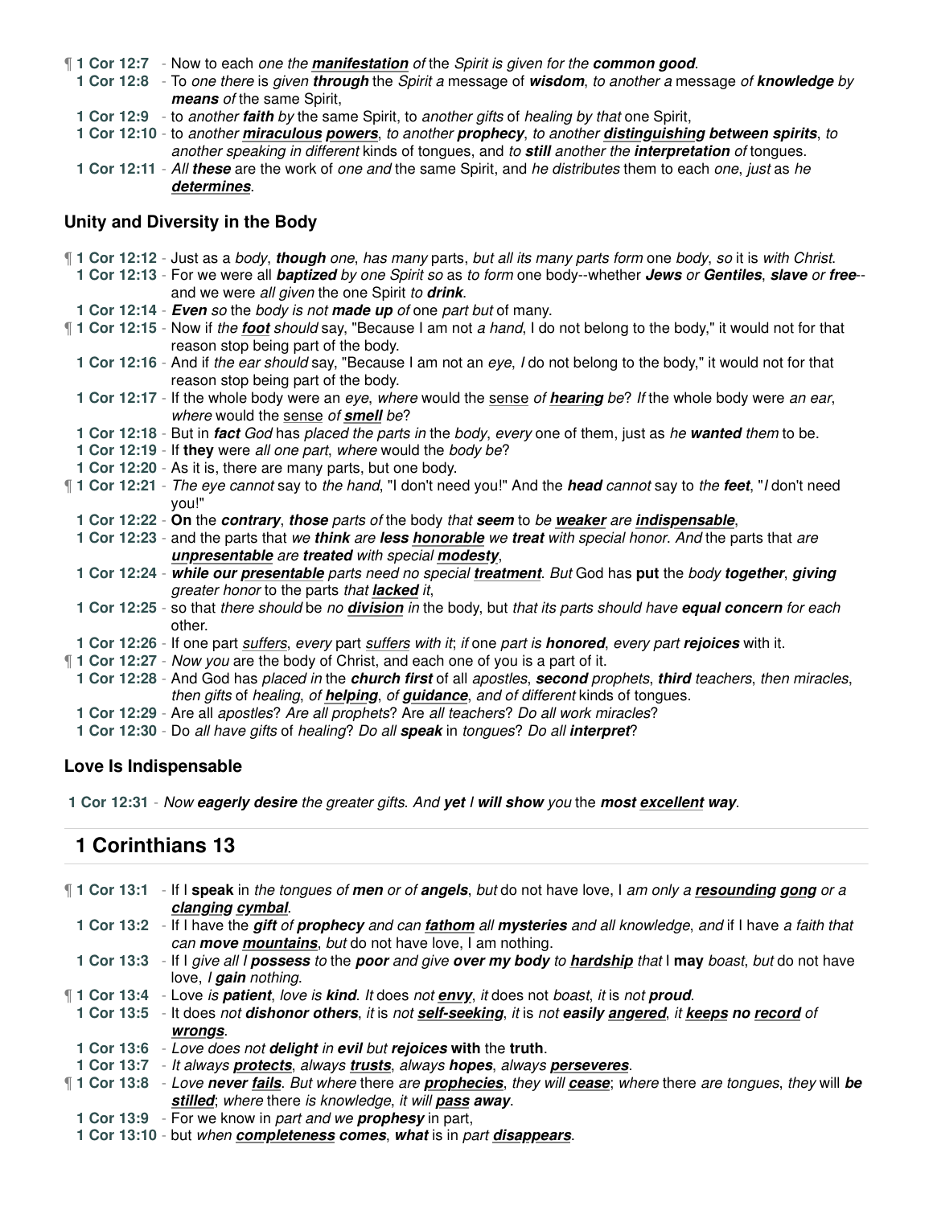¶ **1 Cor 12:7** - Now to each *one the **manifestation** of* the *Spirit is given for the* ***common good***.

**1 Cor 12:8** - To *one there* is *given* ***through*** the *Spirit a* message of ***wisdom***, *to another a* message *of* ***knowledge*** *by* ***means*** *of* the same Spirit,

**1 Cor 12:9** - to *another* ***faith*** *by* the same Spirit, to *another gifts* of *healing by that* one Spirit,

**1 Cor 12:10** - to *another* ***miraculous powers***, *to another* ***prophecy***, *to another* ***distinguishing between spirits***, *to another speaking in different* kinds of tongues, and *to* ***still*** *another the* ***interpretation*** *of* tongues.

**1 Cor 12:11** - *All* ***these*** are the work of *one and* the same Spirit, and *he distributes* them to each *one*, *just* as *he* ***determines***.

### Unity and Diversity in the Body

¶ **1 Cor 12:12** - Just as a *body*, ***though*** *one*, *has many* parts, *but all its many parts form* one *body*, *so* it is *with Christ*.

**1 Cor 12:13** - For we were all ***baptized*** *by one Spirit so* as *to form* one body--whether ***Jews*** *or* ***Gentiles***, ***slave*** *or* ***free***--and we were *all given* the one Spirit *to* ***drink***.

**1 Cor 12:14** - ***Even*** *so* the *body is not* ***made up*** *of* one *part but* of many.

¶ **1 Cor 12:15** - Now if *the* ***foot*** *should* say, "Because I am not *a hand*, I do not belong to the body," it would not for that reason stop being part of the body.

**1 Cor 12:16** - And if *the ear should* say, "Because I am not an *eye*, *I* do not belong to the body," it would not for that reason stop being part of the body.

**1 Cor 12:17** - If the whole body were an *eye*, *where* would the sense *of* ***hearing*** *be*? *If* the whole body were *an ear*, *where* would the sense *of* ***smell*** *be*?

**1 Cor 12:18** - But in ***fact*** *God* has *placed the parts in* the *body*, *every* one of them, just as *he* ***wanted*** *them* to be.

**1 Cor 12:19** - If **they** were *all one part*, *where* would the *body be*?

**1 Cor 12:20** - As it is, there are many parts, but one body.

¶ **1 Cor 12:21** - *The eye cannot* say to *the hand*, "I don't need you!" And the ***head*** *cannot* say to *the* ***feet***, "*I* don't need you!"

**1 Cor 12:22** - **On** the ***contrary***, ***those*** *parts of* the body *that* ***seem*** to *be* ***weaker*** *are* ***indispensable***,

**1 Cor 12:23** - and the parts that *we* ***think*** *are* ***less honorable*** *we* ***treat*** *with special honor*. *And* the parts that *are* ***unpresentable*** *are* ***treated*** *with special* ***modesty***,

**1 Cor 12:24** - ***while our presentable*** parts need no special ***treatment***. *But* God has **put** the *body* ***together***, ***giving*** *greater honor* to the parts *that* ***lacked*** *it*,

**1 Cor 12:25** - so that *there should* be *no* ***division*** *in* the body, but *that its parts should have* ***equal concern*** *for each* other.

**1 Cor 12:26** - If one part *suffers*, *every* part *suffers with it*; *if* one *part is* ***honored***, *every part* ***rejoices*** with it.

¶ **1 Cor 12:27** - *Now you* are the body of Christ, and each one of you is a part of it.

**1 Cor 12:28** - And God has *placed in* the ***church first*** of all *apostles*, ***second*** *prophets*, ***third*** *teachers*, then *miracles*, *then gifts* of *healing*, *of* ***helping***, *of* ***guidance***, *and of different* kinds of tongues.

**1 Cor 12:29** - Are all *apostles*? *Are all prophets*? Are *all teachers*? *Do all work miracles*?

**1 Cor 12:30** - Do *all have gifts* of *healing*? *Do all* ***speak*** in *tongues*? *Do all* ***interpret***?

### Love Is Indispensable

**1 Cor 12:31** - *Now* ***eagerly desire*** *the greater gifts. And* ***yet*** *I* ***will show*** *you* the ***most excellent way***.

## 1 Corinthians 13

¶ **1 Cor 13:1** - If I **speak** in *the tongues of* ***men*** *or of* ***angels***, *but* do not have love, I *am only a* ***resounding gong*** *or a* ***clanging cymbal***.

**1 Cor 13:2** - If I have the ***gift*** *of* ***prophecy*** *and can* ***fathom*** *all* ***mysteries*** and all knowledge, *and* if I have *a faith that can* ***move mountains***, *but* do not have love, I am nothing.

**1 Cor 13:3** - If I *give all I* ***possess*** *to* the ***poor*** and give ***over my body*** *to* ***hardship*** *that* I **may** *boast*, *but* do not have love, *I* ***gain*** *nothing*.

¶ **1 Cor 13:4** - Love *is* ***patient***, *love is* ***kind***. *It* does *not* ***envy***, *it* does not *boast*, *it* is *not* ***proud***.

**1 Cor 13:5** - It does *not* ***dishonor others***, *it* is *not* ***self-seeking***, *it* is not ***easily angered***, *it* ***keeps no record*** *of* ***wrongs***.

**1 Cor 13:6** - *Love does not* ***delight*** *in* ***evil*** *but* ***rejoices*** **with** the **truth**.

**1 Cor 13:7** - *It always* ***protects***, *always* ***trusts***, *always* ***hopes***, *always* ***perseveres***.

¶ **1 Cor 13:8** - *Love* ***never fails***. *But where* there *are* ***prophecies***, *they will* ***cease***; *where* there *are tongues*, *they* will ***be stilled***; *where* there *is knowledge*, *it will* ***pass away***.

**1 Cor 13:9** - For we know in *part and we* ***prophesy*** in part,

**1 Cor 13:10** - but *when* ***completeness comes***, ***what*** is in *part* ***disappears***.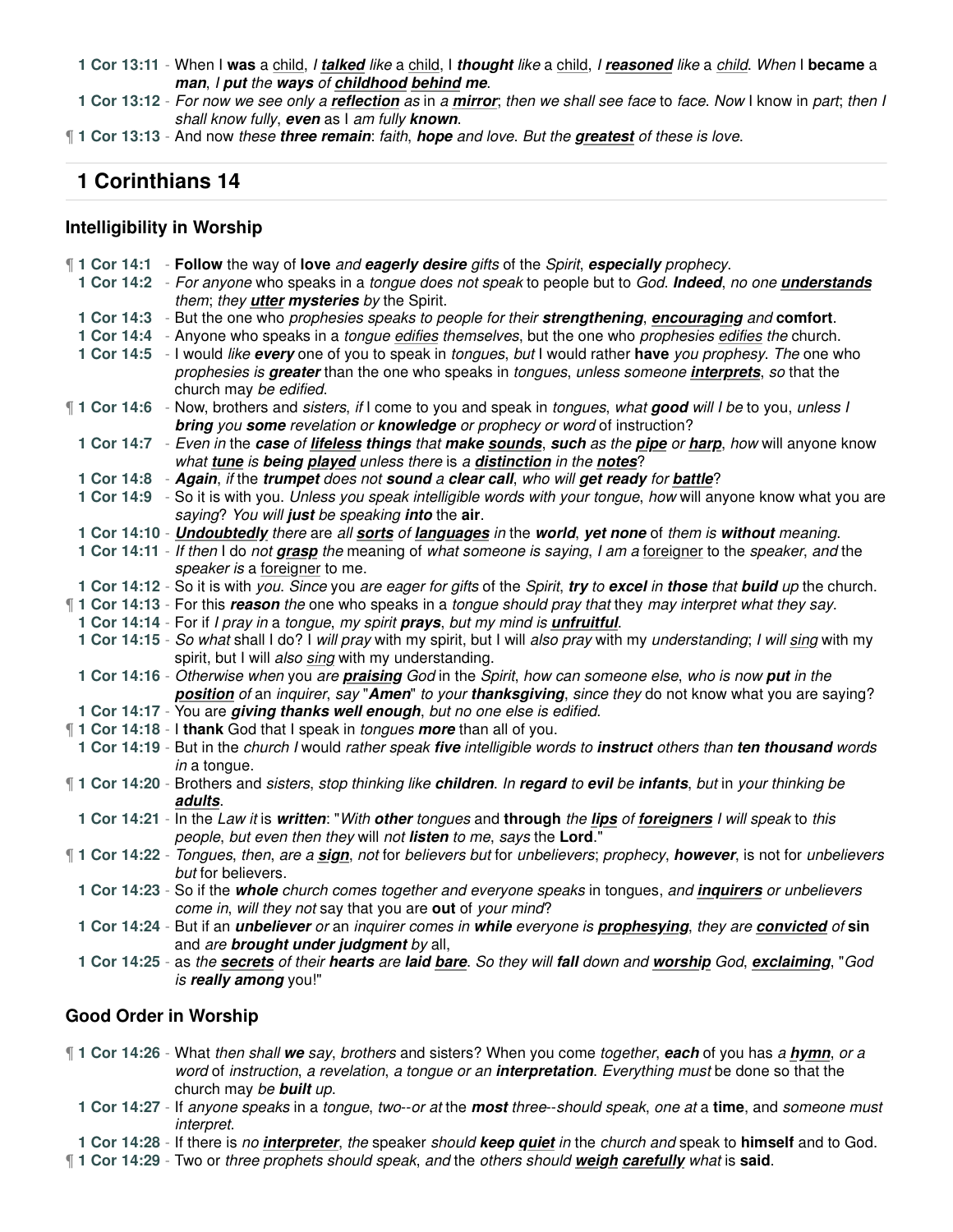**1 Cor 13:11** - When I **was** a child, *I* ***talked*** *like* a child, I ***thought*** *like* a child, *I* ***reasoned*** *like* a *child*. *When* I **became** a ***man***, *I* ***put*** *the* ***ways*** *of* ***childhood*** ***behind*** ***me***.

**1 Cor 13:12** - *For now we see only a* ***reflection*** *as in a* ***mirror***; *then we shall see face* to *face*. *Now* I know in *part*; *then I shall know fully*, ***even*** as I *am fully* ***known***.

¶ **1 Cor 13:13** - And now *these* ***three remain***: *faith*, ***hope*** *and love*. *But the* ***greatest*** *of these is love*.

## 1 Corinthians 14

### Intelligibility in Worship

¶ **1 Cor 14:1** - **Follow** the way of **love** *and* ***eagerly desire*** *gifts* of the *Spirit*, ***especially*** *prophecy*.

**1 Cor 14:2** - *For anyone* who speaks in a *tongue does not speak* to people but to *God*. ***Indeed***, *no one* ***understands*** *them*; *they* ***utter mysteries*** *by* the Spirit.

**1 Cor 14:3** - But the one who *prophesies speaks to people for their* ***strengthening***, ***encouraging*** *and* **comfort**.

**1 Cor 14:4** - Anyone who speaks in a *tongue* edifies *themselves*, but the one who *prophesies* edifies *the* church.

**1 Cor 14:5** - I would *like* ***every*** one of you to speak in *tongues*, *but* I would rather **have** *you prophesy*. *The* one who *prophesies is* ***greater*** than the one who speaks in *tongues*, *unless someone* ***interprets***, *so* that the church may *be edified*.

¶ **1 Cor 14:6** - Now, brothers and *sisters*, *if* I come to you and speak in *tongues*, *what* ***good*** *will I be* to you, *unless I* ***bring*** *you* ***some*** *revelation or* ***knowledge*** *or prophecy or word* of instruction?

**1 Cor 14:7** - *Even in* the ***case*** *of* ***lifeless things*** that ***make sounds***, ***such*** *as the* ***pipe*** *or* ***harp***, *how* will anyone know *what* ***tune*** *is* ***being played*** *unless there* is *a* ***distinction*** *in the* ***notes***?

**1 Cor 14:8** - ***Again***, *if* the ***trumpet*** *does not* ***sound*** *a* ***clear call***, *who will* ***get ready*** *for* ***battle***?

**1 Cor 14:9** - So it is with you. *Unless you speak intelligible words with your tongue*, *how* will anyone know what you are *saying*? *You will* ***just*** be speaking ***into*** the **air**.

**1 Cor 14:10** - ***Undoubtedly*** *there* are *all* ***sorts*** *of* ***languages*** *in* the ***world***, ***yet none*** of *them is* ***without*** *meaning*.

**1 Cor 14:11** - *If then* I do *not* ***grasp*** *the* meaning of *what someone is saying*, *I am a* foreigner to the *speaker*, *and* the *speaker is* a foreigner to me.

**1 Cor 14:12** - So it is with *you*. *Since* you *are eager for gifts* of the *Spirit*, ***try*** *to* ***excel*** *in* ***those*** that **build** *up* the church.

¶ **1 Cor 14:13** - For this ***reason*** *the* one who speaks in a *tongue should pray that* they *may interpret what they say*.

**1 Cor 14:14** - For if *I pray in* a *tongue*, *my spirit* ***prays***, *but my mind is* ***unfruitful***.

**1 Cor 14:15** - *So what* shall I do? I *will pray* with my spirit, but I will *also pray* with my *understanding*; *I will* sing with my spirit, but I will *also* sing with my understanding.

**1 Cor 14:16** - *Otherwise when* you *are* ***praising*** God in the *Spirit*, *how can someone else*, *who is now* ***put*** *in the* ***position*** *of an inquirer*, *say* "***Amen***" *to your* ***thanksgiving***, *since they* do not know what you are saying?

**1 Cor 14:17** - You are ***giving thanks well enough***, *but no one else is edified*.

¶ **1 Cor 14:18** - I **thank** God that I speak in *tongues* **more** than all of you.

**1 Cor 14:19** - But in the *church I* would *rather speak* ***five*** intelligible words *to* ***instruct*** others than ***ten thousand*** words *in* a tongue.

¶ **1 Cor 14:20** - Brothers and *sisters*, *stop thinking like* ***children***. *In* ***regard*** *to* ***evil*** *be* ***infants***, *but* in *your thinking be* ***adults***.

**1 Cor 14:21** - In the *Law it* is ***written***: "*With* ***other*** *tongues* and **through** *the* ***lips*** *of* ***foreigners*** *I will speak* to *this people*, *but even then they* will *not* ***listen*** *to me*, *says* the **Lord**."

¶ **1 Cor 14:22** - *Tongues*, *then*, *are a* ***sign***, *not* for *believers but* for *unbelievers*; *prophecy*, ***however***, is not for *unbelievers but* for believers.

**1 Cor 14:23** - So if the ***whole*** *church comes together and everyone speaks* in tongues, *and* ***inquirers*** *or unbelievers come in*, *will they not* say that you are **out** *of your mind*?

**1 Cor 14:24** - But if an ***unbeliever*** *or* an *inquirer comes in* ***while*** everyone is ***prophesying***, *they are* ***convicted*** *of* **sin** and *are* ***brought under judgment*** *by* all,

**1 Cor 14:25** - as *the* ***secrets*** *of their* ***hearts*** *are* ***laid bare***. *So they will* ***fall*** down and ***worship*** God, ***exclaiming***, "*God is* ***really among*** you!"

### Good Order in Worship

¶ **1 Cor 14:26** - What *then shall* ***we*** *say*, *brothers* and sisters? When you come *together*, ***each*** of you has *a* ***hymn***, *or a word* of *instruction*, *a revelation*, *a tongue or an* ***interpretation***. *Everything must* be done so that the church may *be* ***built*** *up*.

**1 Cor 14:27** - If *anyone speaks* in a *tongue*, *two--or at* the ***most*** *three--should speak*, *one at* a **time**, and *someone must interpret*.

**1 Cor 14:28** - If there is *no* ***interpreter***, *the* speaker *should* ***keep quiet*** *in* the *church and* speak to **himself** and to God.

¶ **1 Cor 14:29** - Two or *three prophets should speak*, *and* the *others should* ***weigh carefully*** *what* is **said**.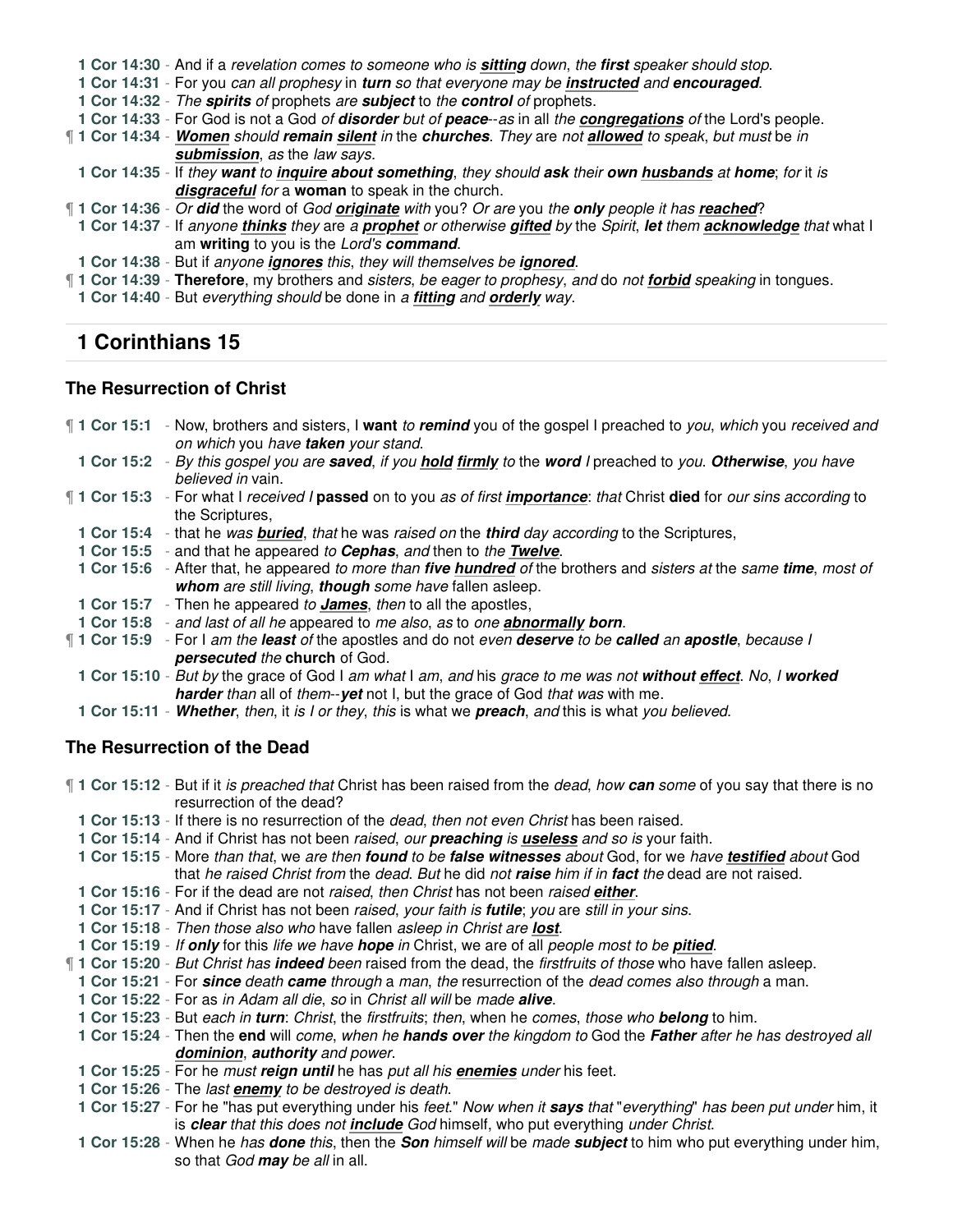**1 Cor 14:30** - And if a *revelation comes to someone who is* ***sitting*** *down*, *the* ***first*** *speaker should stop*.

**1 Cor 14:31** - For you *can all prophesy* in ***turn*** so that everyone may be ***instructed*** and ***encouraged***.

**1 Cor 14:32** - *The* ***spirits*** *of* prophets *are* ***subject*** to *the* ***control*** *of* prophets.

**1 Cor 14:33** - For God is not a God *of* ***disorder*** *but of* ***peace***--*as* in all *the* ***congregations*** *of* the Lord's people.

¶ **1 Cor 14:34** - ***Women*** *should* ***remain silent*** *in* the ***churches***. *They* are *not* ***allowed*** *to speak*, *but must* be *in* ***submission***, *as* the *law says*.

**1 Cor 14:35** - If *they* ***want*** to ***inquire about something***, *they should* ***ask*** their ***own husbands*** at ***home***; *for* it *is* ***disgraceful*** *for* a **woman** to speak in the church.

¶ **1 Cor 14:36** - *Or* ***did*** the word of *God* ***originate*** *with* you? *Or are* you *the* ***only*** people it has ***reached***?

**1 Cor 14:37** - If *anyone* ***thinks*** they are *a* ***prophet*** *or otherwise* ***gifted*** *by* the *Spirit*, ***let*** them ***acknowledge*** *that* what I am **writing** to you is the *Lord's* ***command***.

**1 Cor 14:38** - But if *anyone* ***ignores*** this, *they will themselves be* ***ignored***.

¶ **1 Cor 14:39** - **Therefore**, my brothers and *sisters*, *be eager to prophesy*, *and* do *not* ***forbid*** *speaking* in tongues.

**1 Cor 14:40** - But *everything should* be done in *a* ***fitting*** *and* ***orderly*** *way*.

## 1 Corinthians 15

### The Resurrection of Christ

¶ **1 Cor 15:1** - Now, brothers and sisters, I **want** *to* ***remind*** you of the gospel I preached to *you*, *which* you *received and on which* you *have* ***taken*** *your stand*.

**1 Cor 15:2** - *By this gospel you are* ***saved***, *if you* ***hold firmly*** *to* the ***word*** *I* preached to *you*. ***Otherwise***, *you have believed in* vain.

¶ **1 Cor 15:3** - For what I *received I* **passed** on to you *as of first* ***importance***: *that* Christ **died** for *our sins according* to the Scriptures,

**1 Cor 15:4** - that he *was* ***buried***, *that* he was *raised on* the ***third*** *day according* to the Scriptures,

**1 Cor 15:5** - and that he appeared *to* ***Cephas***, *and* then to *the* ***Twelve***.

**1 Cor 15:6** - After that, he appeared *to more than* ***five hundred*** *of* the brothers and *sisters at* the *same* ***time***, *most of* ***whom*** *are still living*, ***though*** *some have* fallen asleep.

**1 Cor 15:7** - Then he appeared *to* ***James***, *then* to all the apostles,

**1 Cor 15:8** - *and last of all he* appeared to *me also*, *as* to *one* ***abnormally born***.

¶ **1 Cor 15:9** - For I *am the* ***least*** *of* the apostles and do not *even* ***deserve*** *to be* ***called*** *an* ***apostle***, *because I* ***persecuted*** *the* **church** of God.

**1 Cor 15:10** - *But by* the grace of God I *am what* I *am*, *and* his *grace to me was not* ***without effect***. *No*, *I* ***worked harder*** *than* all of *them*--***yet*** not I, but the grace of God *that was* with me.

**1 Cor 15:11** - ***Whether***, *then*, it *is I or they*, *this* is what we ***preach***, *and* this is what *you believed*.

### The Resurrection of the Dead

¶ **1 Cor 15:12** - But if it *is preached that* Christ has been raised from the *dead*, *how* ***can*** *some* of you say that there is no resurrection of the dead?

**1 Cor 15:13** - If there is no resurrection of the *dead*, *then not even Christ* has been raised.

**1 Cor 15:14** - And if Christ has not been *raised*, *our* ***preaching*** *is* ***useless*** *and so is* your faith.

**1 Cor 15:15** - More *than that*, we *are then* ***found*** *to be* ***false witnesses*** *about* God, for we *have* ***testified*** *about* God that *he raised Christ from* the *dead*. *But* he did *not* ***raise*** *him if in* ***fact*** *the* dead are not raised.

**1 Cor 15:16** - For if the dead are not *raised*, *then Christ* has not been *raised* ***either***.

**1 Cor 15:17** - And if Christ has not been *raised*, *your faith is* ***futile***; *you* are *still in your sins*.

**1 Cor 15:18** - *Then those also who* have fallen *asleep in Christ are* ***lost***.

**1 Cor 15:19** - *If* ***only*** for this *life we have* **hope** *in* Christ, we are of all *people most to be* ***pitied***.

¶ **1 Cor 15:20** - *But Christ has* ***indeed*** *been* raised from the dead, the *firstfruits of those* who have fallen asleep.

**1 Cor 15:21** - For ***since*** death ***came*** *through* a *man*, *the* resurrection of the *dead comes also through* a man.

**1 Cor 15:22** - For as *in Adam all die*, *so* in *Christ all will* be *made* ***alive***.

**1 Cor 15:23** - But *each in* ***turn***: *Christ*, the *firstfruits*; *then*, when he *comes*, *those who* ***belong*** to him.

**1 Cor 15:24** - Then the **end** will *come*, *when he* ***hands over*** *the kingdom to* God the ***Father*** *after he has destroyed all* ***dominion***, ***authority*** *and power*.

**1 Cor 15:25** - For he *must* ***reign until*** he has *put all his* ***enemies*** *under* his feet.

**1 Cor 15:26** - The *last* ***enemy*** *to be destroyed is death*.

**1 Cor 15:27** - For he "has put everything under his *feet*." *Now when it* ***says*** that "*everything*" *has been put under* him, it is ***clear*** *that this does not* ***include*** God himself, who put everything *under Christ*.

**1 Cor 15:28** - When he *has* ***done*** *this*, then the ***Son*** *himself will* be *made* ***subject*** to him who put everything under him, so that *God* ***may*** *be all* in all.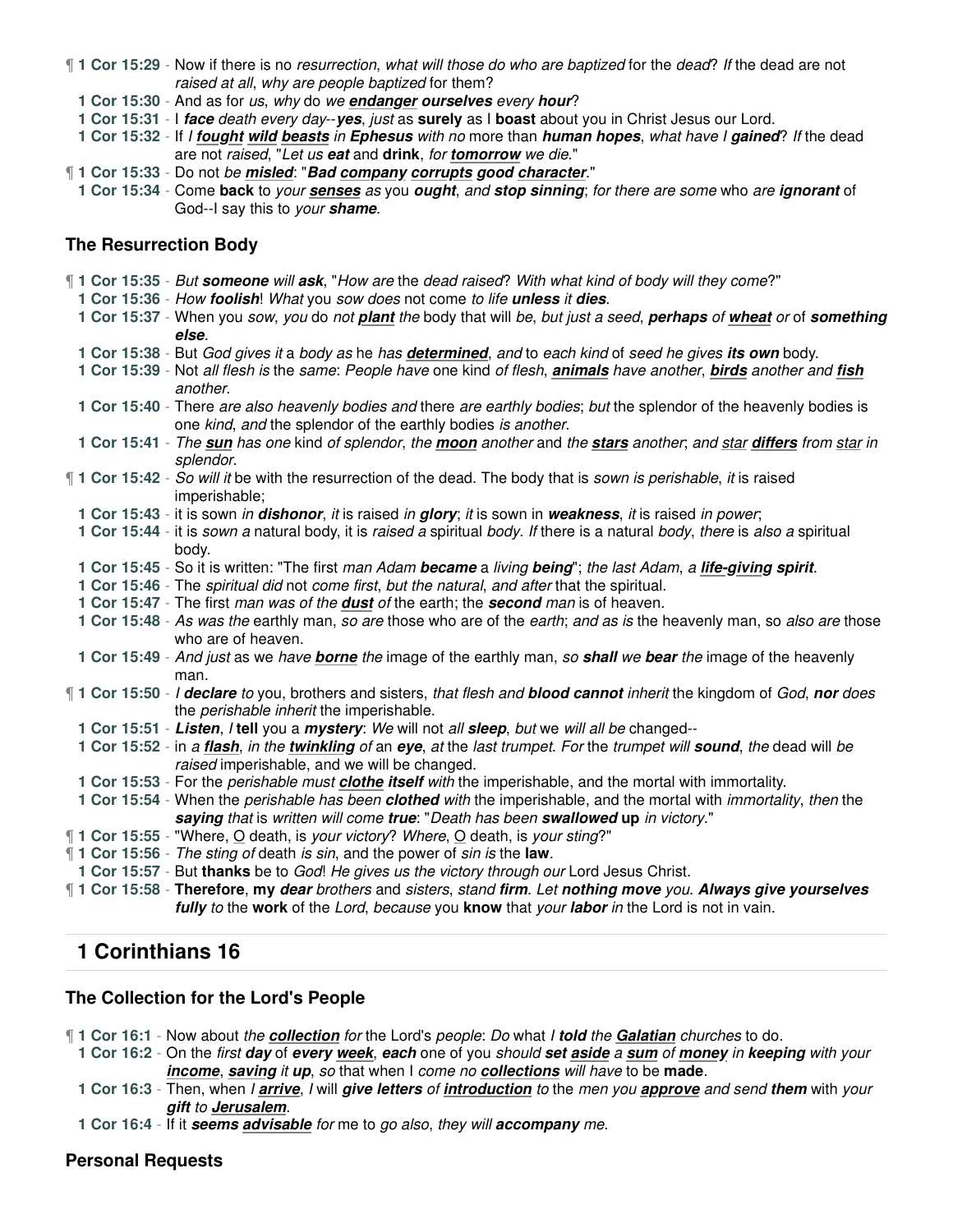¶ **1 Cor 15:29** - Now if there is no *resurrection*, *what will those do who are baptized* for the *dead*? *If* the dead are not *raised at all*, *why are people baptized* for them?

**1 Cor 15:30** - And as for *us*, *why* do *we* ***endanger*** ***ourselves*** *every* ***hour***?

**1 Cor 15:31** - I ***face*** *death every day*--***yes***, *just* as **surely** as I **boast** about you in Christ Jesus our Lord.

**1 Cor 15:32** - If *I* ***fought*** ***wild*** ***beasts*** *in* ***Ephesus*** *with no* more than ***human hopes***, *what have I* ***gained***? *If* the dead are not *raised*, "*Let us* ***eat*** and **drink**, *for* ***tomorrow*** *we die*."

¶ **1 Cor 15:33** - Do not *be* ***misled***: "***Bad*** ***company*** ***corrupts*** ***good*** ***character***."

**1 Cor 15:34** - Come **back** to *your* ***senses*** *as* you ***ought***, *and* ***stop sinning***; *for there are some* who *are* ***ignorant*** of God--I say this to *your* ***shame***.

### The Resurrection Body

¶ **1 Cor 15:35** - *But* ***someone*** *will* ***ask***, "*How are* the *dead raised*? *With what kind of body will they come*?"

**1 Cor 15:36** - *How* ***foolish***! *What* you *sow does* not come *to life* ***unless*** *it* ***dies***.

**1 Cor 15:37** - When you *sow*, *you* do *not* ***plant*** *the* body that will *be*, *but just a* seed, ***perhaps*** *of* ***wheat*** *or* of ***something else***.

**1 Cor 15:38** - But *God gives it* a *body as* he *has* ***determined***, *and* to *each kind* of *seed he gives* ***its own*** body.

**1 Cor 15:39** - Not *all flesh is* the *same*: *People have* one kind *of flesh*, ***animals*** *have another*, ***birds*** *another and* ***fish*** *another*.

**1 Cor 15:40** - There *are also heavenly bodies and* there *are earthly bodies*; *but* the splendor of the heavenly bodies is one *kind*, *and* the splendor of the earthly bodies *is another*.

**1 Cor 15:41** - *The* ***sun*** *has one* kind *of splendor*, *the* ***moon*** *another* and *the* ***stars*** *another*; *and* *star* ***differs*** *from* *star* *in splendor*.

¶ **1 Cor 15:42** - *So will it* be with the resurrection of the dead. The body that is *sown is perishable*, *it* is raised imperishable;

**1 Cor 15:43** - it is sown *in* ***dishonor***, *it* is raised *in* ***glory***; *it* is sown in ***weakness***, *it* is raised *in power*;

**1 Cor 15:44** - it is *sown a* natural body, it is *raised a* spiritual *body*. *If* there is a natural *body*, *there* is *also a* spiritual body.

**1 Cor 15:45** - So it is written: "The first *man Adam* ***became*** a *living* ***being***"; *the last Adam*, *a* ***life-giving spirit***.

**1 Cor 15:46** - The *spiritual did* not *come first*, *but the natural*, *and after* that the spiritual.

**1 Cor 15:47** - The first *man was of the* ***dust*** *of* the earth; the ***second*** *man* is of heaven.

**1 Cor 15:48** - *As was the* earthly man, *so are* those who are of the *earth*; *and as is* the heavenly man, so *also are* those who are of heaven.

**1 Cor 15:49** - *And just* as we *have* ***borne*** *the* image of the earthly man, *so* ***shall*** *we* ***bear*** *the* image of the heavenly man.

¶ **1 Cor 15:50** - *I* ***declare*** *to* you, brothers and sisters, *that flesh and* ***blood cannot*** *inherit* the kingdom of *God*, ***nor*** *does* the *perishable inherit* the imperishable.

**1 Cor 15:51** - ***Listen***, *I* **tell** you a ***mystery***: *We* will not *all* ***sleep***, *but* we *will all be* changed--

**1 Cor 15:52** - in *a* ***flash***, *in the* ***twinkling*** of an ***eye***, *at* the *last trumpet*. *For* the *trumpet will* ***sound***, *the* dead will *be raised* imperishable, and we will be changed.

**1 Cor 15:53** - For the *perishable must* ***clothe itself*** *with* the imperishable, and the mortal with immortality.

**1 Cor 15:54** - When the *perishable has been* ***clothed*** *with* the imperishable, and the mortal with *immortality*, *then* the ***saying*** *that* is *written will come* ***true***: "*Death has been* ***swallowed*** **up** *in victory*."

¶ **1 Cor 15:55** - "Where, O death, is *your victory*? *Where*, O death, is *your sting*?"

¶ **1 Cor 15:56** - *The sting of* death *is sin*, and the power of *sin is* the **law**.

**1 Cor 15:57** - But **thanks** be to *God*! *He gives us the victory through our* Lord Jesus Christ.

¶ **1 Cor 15:58** - **Therefore**, **my** ***dear*** *brothers* and *sisters*, *stand* ***firm***. *Let* ***nothing move*** *you*. ***Always give yourselves fully*** *to* the **work** of the *Lord*, *because* you **know** that *your* ***labor*** *in* the Lord is not in vain.

## 1 Corinthians 16

### The Collection for the Lord's People

¶ **1 Cor 16:1** - Now about *the* ***collection*** *for* the Lord's *people*: *Do* what *I* ***told*** *the* ***Galatian*** churches to do.

**1 Cor 16:2** - On the *first* ***day*** *of* ***every week***, ***each*** one of you *should* ***set aside*** *a* ***sum*** *of* ***money*** *in* ***keeping*** with your ***income***, ***saving*** *it* ***up***, *so* that when I *come no* ***collections*** *will have* to be **made**.

**1 Cor 16:3** - Then, when *I* ***arrive***, *I* will ***give letters*** *of* ***introduction*** *to* the *men you* ***approve*** and send **them** with *your* ***gift*** *to* ***Jerusalem***.

**1 Cor 16:4** - If it ***seems advisable*** *for* me to *go also*, *they will* ***accompany*** *me*.

### Personal Requests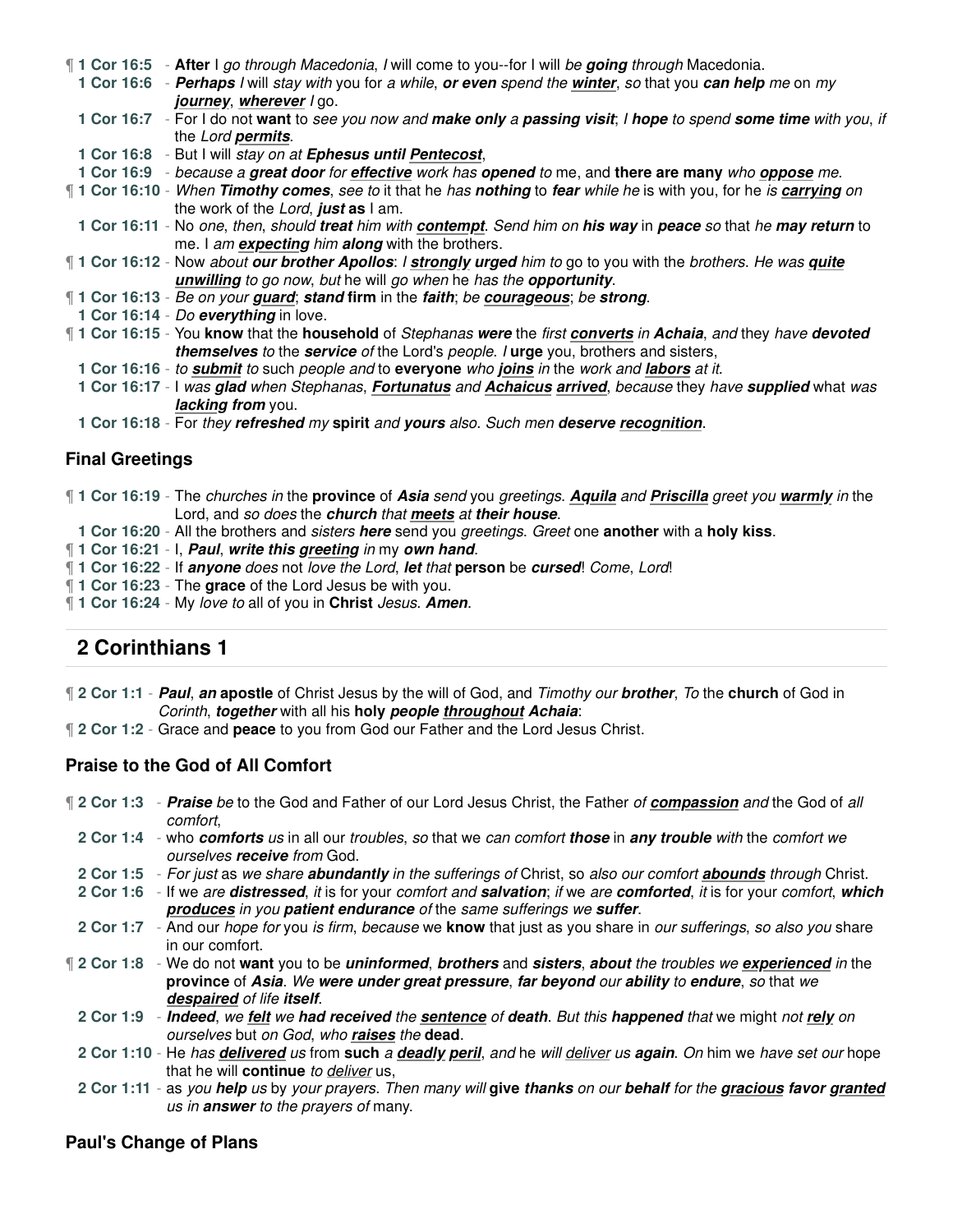¶ **1 Cor 16:5** - **After** I *go through Macedonia*, *I* will come to you--for I will *be **going** through* Macedonia.
**1 Cor 16:6** - ***Perhaps*** *I* will *stay with* you for *a while*, ***or even*** *spend the **winter***, *so* that you ***can help*** *me* on *my **journey***, ***wherever*** *I* go.
**1 Cor 16:7** - For I do not **want** to *see you now and **make only** a **passing visit***; *I **hope** to spend **some time** with you*, *if* the *Lord **permits***.
**1 Cor 16:8** - But I will *stay on at **Ephesus until Pentecost***,
**1 Cor 16:9** - *because a **great door** for **effective** work has **opened** to* me, and **there are many** *who **oppose** me*.
¶ **1 Cor 16:10** - *When **Timothy comes***, *see to* it that he *has **nothing*** to ***fear*** *while he* is with you, for he *is **carrying*** *on* the work of the *Lord*, ***just*** **as** I am.
**1 Cor 16:11** - No *one*, *then*, *should **treat*** him with ***contempt***. *Send him on **his way** in **peace** so* that *he **may return*** to me. I *am **expecting*** *him **along*** with the brothers.
¶ **1 Cor 16:12** - Now *about **our brother Apollos***: *I **strongly urged** him to* go to you with the *brothers*. *He was **quite unwilling** to go now*, *but* he will *go when* he *has the **opportunity***.
¶ **1 Cor 16:13** - *Be on your **guard***; ***stand*** **firm** in the ***faith***; *be **courageous***; *be **strong***.
**1 Cor 16:14** - *Do **everything*** in love.
¶ **1 Cor 16:15** - You **know** that the **household** of *Stephanas **were*** the *first **converts** in **Achaia***, *and* they *have **devoted themselves** to* the ***service** of* the Lord's *people*. *I* **urge** you, brothers and sisters,
**1 Cor 16:16** - *to **submit** to* such *people and* to **everyone** *who **joins** in* the work and ***labors** at it*.
**1 Cor 16:17** - I *was **glad*** *when* Stephanas, ***Fortunatus*** *and **Achaicus arrived***, *because* they *have **supplied*** what *was **lacking from*** you.
**1 Cor 16:18** - For *they **refreshed** my* **spirit** *and **yours** also*. *Such men **deserve recognition***.

### Final Greetings

¶ **1 Cor 16:19** - The *churches in* the **province** of ***Asia*** *send* you *greetings*. ***Aquila*** *and **Priscilla** greet you **warmly** in* the Lord, and *so does* the ***church*** *that **meets** at **their house***.
**1 Cor 16:20** - All the brothers and *sisters **here*** send you *greetings*. *Greet* one **another** with a **holy kiss**.
¶ **1 Cor 16:21** - I, ***Paul***, ***write this greeting*** *in* my ***own hand***.
¶ **1 Cor 16:22** - If ***anyone*** *does* not *love the Lord*, ***let*** that **person** be ***cursed***! *Come*, *Lord*!
¶ **1 Cor 16:23** - The **grace** of the Lord Jesus be with you.
¶ **1 Cor 16:24** - My *love to* all of you in **Christ** *Jesus*. ***Amen***.

## 2 Corinthians 1

¶ **2 Cor 1:1** - ***Paul***, ***an*** **apostle** of Christ Jesus by the will of God, and *Timothy our **brother***, *To* the **church** of God in *Corinth*, ***together*** with all his **holy *people throughout Achaia***:
¶ **2 Cor 1:2** - Grace and **peace** to you from God our Father and the Lord Jesus Christ.

### Praise to the God of All Comfort

¶ **2 Cor 1:3** - ***Praise*** *be* to the God and Father of our Lord Jesus Christ, the Father *of **compassion** and* the God of *all comfort*,
**2 Cor 1:4** - who ***comforts*** *us* in all our *troubles*, *so* that we *can comfort **those*** in ***any trouble*** *with* the *comfort we ourselves **receive** from* God.
**2 Cor 1:5** - *For just* as *we share **abundantly** in the sufferings of* Christ, so *also our comfort **abounds** through* Christ.
**2 Cor 1:6** - If we *are **distressed***, *it* is for your *comfort and **salvation***; *if* we *are **comforted***, *it* is for your *comfort*, ***which produces*** *in you **patient endurance** of* the *same sufferings we **suffer***.
**2 Cor 1:7** - And our *hope for* you *is firm*, *because* we **know** that just as you share in *our sufferings*, *so also you* share in our comfort.
¶ **2 Cor 1:8** - We do not **want** you to be ***uninformed***, ***brothers*** and ***sisters***, ***about*** *the troubles we **experienced** in* the **province** of ***Asia***. *We **were under great pressure***, ***far beyond*** *our **ability** to **endure***, *so* that *we **despaired** of life **itself***.
**2 Cor 1:9** - ***Indeed***, *we **felt** we **had received** the **sentence** of **death***. *But this **happened** that* we might *not **rely** on ourselves* but *on God*, *who **raises** the* **dead**.
**2 Cor 1:10** - He *has **delivered** us* from **such** *a **deadly peril***, *and* he *will deliver us **again***. *On* him we *have set our* hope that he will **continue** *to deliver* us,
**2 Cor 1:11** - as *you **help** us* by *your prayers*. *Then* many *will* **give *thanks*** *on our **behalf** for the **gracious favor granted** us in **answer** to the prayers of* many.

### Paul's Change of Plans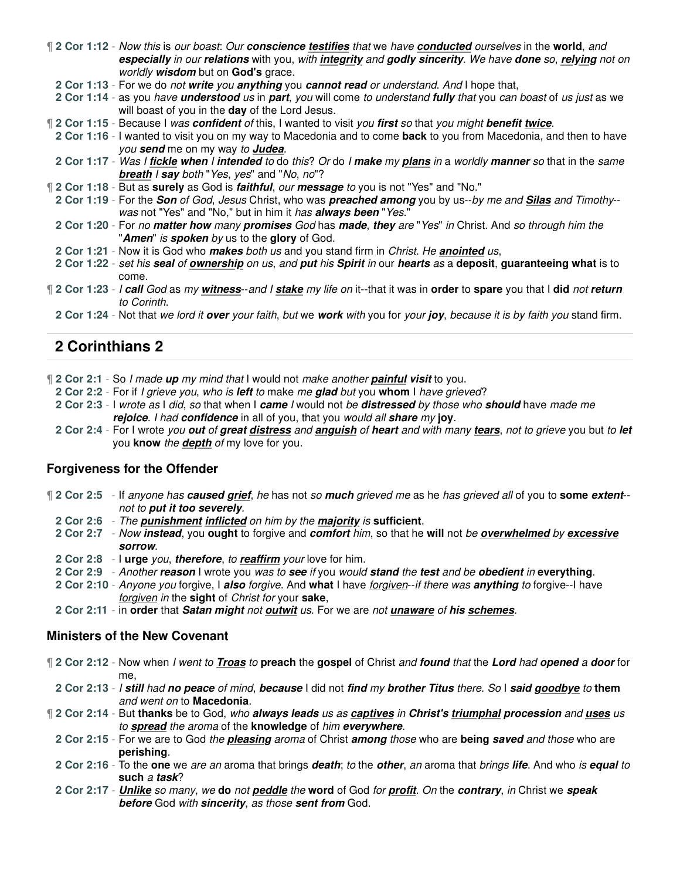¶ **2 Cor 1:12** - *Now this* is *our boast*: *Our* ***conscience*** ***testifies*** *that* we *have* ***conducted*** *ourselves* in the **world**, *and* ***especially*** *in our* ***relations*** with you, *with* ***integrity*** *and* ***godly sincerity***. *We have* ***done*** *so*, ***relying*** not on *worldly* ***wisdom*** but on **God's** grace.

**2 Cor 1:13** - For we do *not* ***write*** *you* ***anything*** you ***cannot read*** *or understand*. *And* I hope that,

**2 Cor 1:14** - as you *have* ***understood*** *us* in ***part***, *you* will come *to understand* ***fully*** *that* you *can boast* of *us just* as we will boast of you in the **day** of the Lord Jesus.

¶ **2 Cor 1:15** - Because I *was* ***confident*** *of* this, I wanted to visit *you* ***first*** *so* that *you might* ***benefit twice***.

**2 Cor 1:16** - I wanted to visit you on my way to Macedonia and to come **back** to you from Macedonia, and then to have *you* ***send*** me on my way *to* ***Judea***.

**2 Cor 1:17** - *Was I* ***fickle when*** *I* ***intended*** *to* do *this*? *Or* do *I* ***make*** *my* ***plans*** *in* a *worldly* ***manner*** *so* that in the *same* ***breath*** *I* ***say*** *both* "*Yes*, *yes*" and "*No*, *no*"?

¶ **2 Cor 1:18** - But as **surely** as God is ***faithful***, *our* ***message*** *to* you is not "Yes" and "No."

**2 Cor 1:19** - For the ***Son*** *of God*, *Jesus* Christ, who was ***preached among*** you by us--*by me and* ***Silas*** *and Timothy*--*was* not "Yes" and "No," but in him it *has* ***always been*** "*Yes*."

**2 Cor 1:20** - For *no* ***matter how*** *many* ***promises*** *God* has ***made***, ***they*** *are* "*Yes*" *in* Christ. And *so through him the* "***Amen***" *is* ***spoken*** *by* us to the **glory** of God.

**2 Cor 1:21** - Now it is God who ***makes*** *both us* and you stand firm in *Christ*. *He* ***anointed*** *us*,

**2 Cor 1:22** - *set his* ***seal*** *of* ***ownership*** *on us*, *and* ***put*** *his* ***Spirit*** *in* our ***hearts*** *as* a **deposit**, **guaranteeing what** is to come.

¶ **2 Cor 1:23** - *I* ***call*** *God* as *my* ***witness***--*and I* ***stake*** *my life on* it--that it was in **order** to **spare** you that I **did** *not* ***return*** *to Corinth*.

**2 Cor 1:24** - Not that *we lord it* ***over*** *your faith*, *but* we ***work*** *with* you for *your* ***joy***, *because it is by faith you* stand firm.

## 2 Corinthians 2

¶ **2 Cor 2:1** - So *I made* ***up*** *my mind that* I would not *make another* ***painful visit*** to you.

**2 Cor 2:2** - For if *I grieve you*, *who is* ***left*** *to* make *me* ***glad*** *but* you **whom** I *have grieved*?

**2 Cor 2:3** - I *wrote as* I *did*, *so* that when I ***came*** *I* would not *be* ***distressed*** *by those who* ***should*** have *made me* ***rejoice***. *I had* ***confidence*** in all of you, that you *would all* ***share*** *my* **joy**.

**2 Cor 2:4** - For I wrote *you* ***out*** *of* ***great distress*** *and* ***anguish*** *of* ***heart*** *and with many* ***tears***, *not to grieve* you but *to* ***let*** you **know** *the* ***depth*** *of* my love for you.

### Forgiveness for the Offender

¶ **2 Cor 2:5** - If *anyone has* ***caused grief***, *he* has not *so* ***much*** *grieved me* as he *has grieved all* of you to **some** ***extent***--*not to* ***put it too severely***.

**2 Cor 2:6** - *The* ***punishment inflicted*** *on him by the* ***majority*** *is* **sufficient**.

**2 Cor 2:7** - *Now* ***instead***, you **ought** to forgive and ***comfort*** *him*, so that he **will** not *be* ***overwhelmed*** *by* ***excessive sorrow***.

**2 Cor 2:8** - I **urge** *you*, ***therefore***, *to* ***reaffirm*** *your* love for him.

**2 Cor 2:9** - *Another* ***reason*** I wrote you *was to* ***see*** *if* you *would* ***stand*** *the* ***test*** and be ***obedient*** *in* **everything**.

**2 Cor 2:10** - *Anyone you* forgive, I ***also*** *forgive*. And **what** I have *forgiven*--*if there was* ***anything*** *to* forgive--I have *forgiven in* the **sight** of *Christ for* your **sake**,

**2 Cor 2:11** - in **order** that ***Satan might*** not ***outwit*** *us*. For we are *not* ***unaware*** *of* ***his schemes***.

### Ministers of the New Covenant

¶ **2 Cor 2:12** - Now when *I went to* ***Troas*** *to* **preach** the **gospel** of Christ *and* ***found*** *that* the ***Lord*** *had* ***opened*** *a* ***door*** for me,

**2 Cor 2:13** - *I* ***still*** had ***no peace*** *of mind*, ***because*** I did not ***find*** *my* ***brother Titus*** *there*. *So* I ***said goodbye*** *to* **them** *and went on* to **Macedonia**.

¶ **2 Cor 2:14** - But **thanks** be to God, *who* ***always leads*** *us as* ***captives*** *in* ***Christ's triumphal procession*** *and* ***uses*** *us to* ***spread*** *the aroma* of the **knowledge** of *him* ***everywhere***.

**2 Cor 2:15** - For we are to God *the* ***pleasing*** *aroma* of Christ ***among*** *those* who are **being** ***saved*** *and those* who are **perishing**.

**2 Cor 2:16** - To the **one** we *are an* aroma that brings ***death***; *to* the ***other***, *an* aroma that *brings* ***life***. And who *is* ***equal*** *to* **such** *a* ***task***?

**2 Cor 2:17** - ***Unlike*** *so many*, *we* **do** *not* ***peddle*** *the* **word** of God *for* ***profit***. *On* the ***contrary***, *in* Christ we ***speak before*** God *with* ***sincerity***, *as those* ***sent from*** God.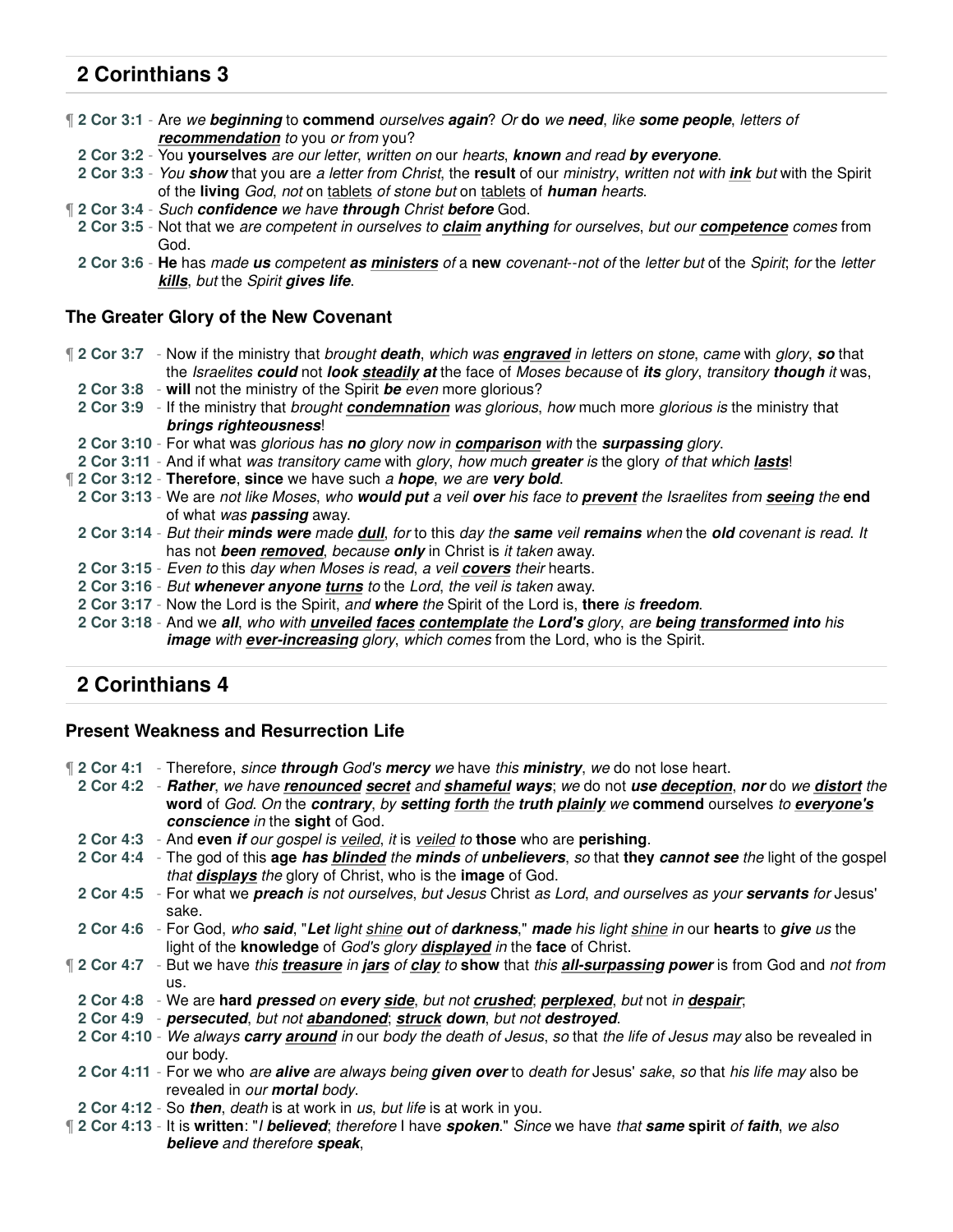## 2 Corinthians 3

¶ **2 Cor 3:1** - Are *we **beginning*** to **commend** *ourselves **again**? Or* **do** *we **need**, like **some people**, letters of **recommendation** to* you *or from* you?

**2 Cor 3:2** - You **yourselves** *are our letter, written on* our *hearts, **known** and read **by everyone**.*

**2 Cor 3:3** - *You **show*** that you are *a letter from Christ*, the **result** of our *ministry, written not with **ink** but* with the Spirit of the **living** *God, not* on tablets *of stone but* on tablets of ***human*** *hearts*.

¶ **2 Cor 3:4** - *Such **confidence** we have **through*** Christ ***before*** God.

**2 Cor 3:5** - Not that we *are competent in ourselves to **claim anything** for ourselves, but our **competence** comes* from God.

**2 Cor 3:6** - **He** has *made **us*** *competent **as ministers** of* a **new** *covenant--not of* the *letter but* of the *Spirit; for* the *letter **kills**, but* the *Spirit **gives life***.

### The Greater Glory of the New Covenant

¶ **2 Cor 3:7** - Now if the ministry that *brought **death**, which was **engraved** in letters on stone, came* with *glory, **so*** that the *Israelites **could*** not ***look steadily at*** the face of *Moses because* of ***its*** *glory, transitory **though** it* was,

**2 Cor 3:8** - **will** not the ministry of the Spirit ***be*** *even* more glorious?

**2 Cor 3:9** - If the ministry that *brought **condemnation** was glorious, how* much more *glorious is* the ministry that ***brings righteousness***!

**2 Cor 3:10** - For what was *glorious has **no** glory now in **comparison*** with the ***surpassing*** *glory*.

**2 Cor 3:11** - And if what *was transitory came* with *glory, how much **greater** is* the glory *of that which **lasts***!

¶ **2 Cor 3:12** - **Therefore**, **since** we have such *a **hope**, we are **very bold***.

**2 Cor 3:13** - We are *not like Moses, who **would put*** a veil ***over*** his face to ***prevent*** the Israelites from ***seeing*** *the* **end** of what *was **passing*** away.

**2 Cor 3:14** - *But their **minds were** made **dull**, for* to this *day the **same** veil **remains** when* the ***old*** *covenant is read. It* has not ***been removed***, *because **only*** in Christ is *it taken* away.

**2 Cor 3:15** - *Even to* this *day when Moses is read, a veil **covers** their* hearts.

**2 Cor 3:16** - *But **whenever anyone turns** to* the *Lord, the veil is taken* away.

**2 Cor 3:17** - Now the Lord is the Spirit, *and **where** the* Spirit of the Lord is, **there** *is **freedom***.

**2 Cor 3:18** - And we ***all***, *who with **unveiled faces contemplate** the **Lord's** glory*, are ***being transformed into*** *his **image** with **ever-increasing** glory, which comes* from the Lord, who is the Spirit.

## 2 Corinthians 4

### Present Weakness and Resurrection Life

¶ **2 Cor 4:1** - Therefore, *since **through** God's **mercy** we* have *this **ministry**, we* do not lose heart.

**2 Cor 4:2** - ***Rather***, *we have **renounced secret** and **shameful ways**; we* do not ***use deception***, ***nor*** do *we **distort** the* **word** of *God. On* the ***contrary***, *by **setting forth** the **truth plainly** we* **commend** ourselves *to **everyone's conscience** in* the **sight** of God.

**2 Cor 4:3** - And **even** ***if*** *our gospel is veiled, it* is *veiled to* **those** who are **perishing**.

**2 Cor 4:4** - The god of this **age** ***has blinded*** *the **minds** of **unbelievers**, so* that **they** ***cannot see*** *the* light of the gospel *that **displays** the* glory of Christ, who is the **image** of God.

**2 Cor 4:5** - For what we ***preach*** *is not ourselves, but Jesus* Christ *as Lord, and ourselves as your **servants** for* Jesus' sake.

**2 Cor 4:6** - For God, *who **said***, "***Let*** *light shine **out** of **darkness**,*" ***made*** *his light shine in* our **hearts** to ***give*** *us* the light of the **knowledge** of *God's glory **displayed** in* the **face** of Christ.

¶ **2 Cor 4:7** - But we have *this **treasure** in **jars** of **clay** to* **show** that *this **all-surpassing power*** is from God and *not from* us.

**2 Cor 4:8** - We are **hard** ***pressed*** *on **every side**, but not **crushed**; **perplexed**, but* not *in **despair***;

**2 Cor 4:9** - ***persecuted***, *but not **abandoned**; **struck** down, but not **destroyed***.

**2 Cor 4:10** - *We always **carry around** in* our *body the death of Jesus, so* that *the life of Jesus may* also be revealed in our body.

**2 Cor 4:11** - For we who *are **alive*** are always being ***given over*** to *death for* Jesus' *sake, so* that *his life may* also be revealed in *our **mortal*** body.

**2 Cor 4:12** - So ***then***, *death* is at work in *us, but life* is at work in you.

¶ **2 Cor 4:13** - It is **written**: "*I **believed**; therefore* I have ***spoken***." *Since* we have *that **same*** **spirit** *of **faith**, we also **believe** and therefore **speak***,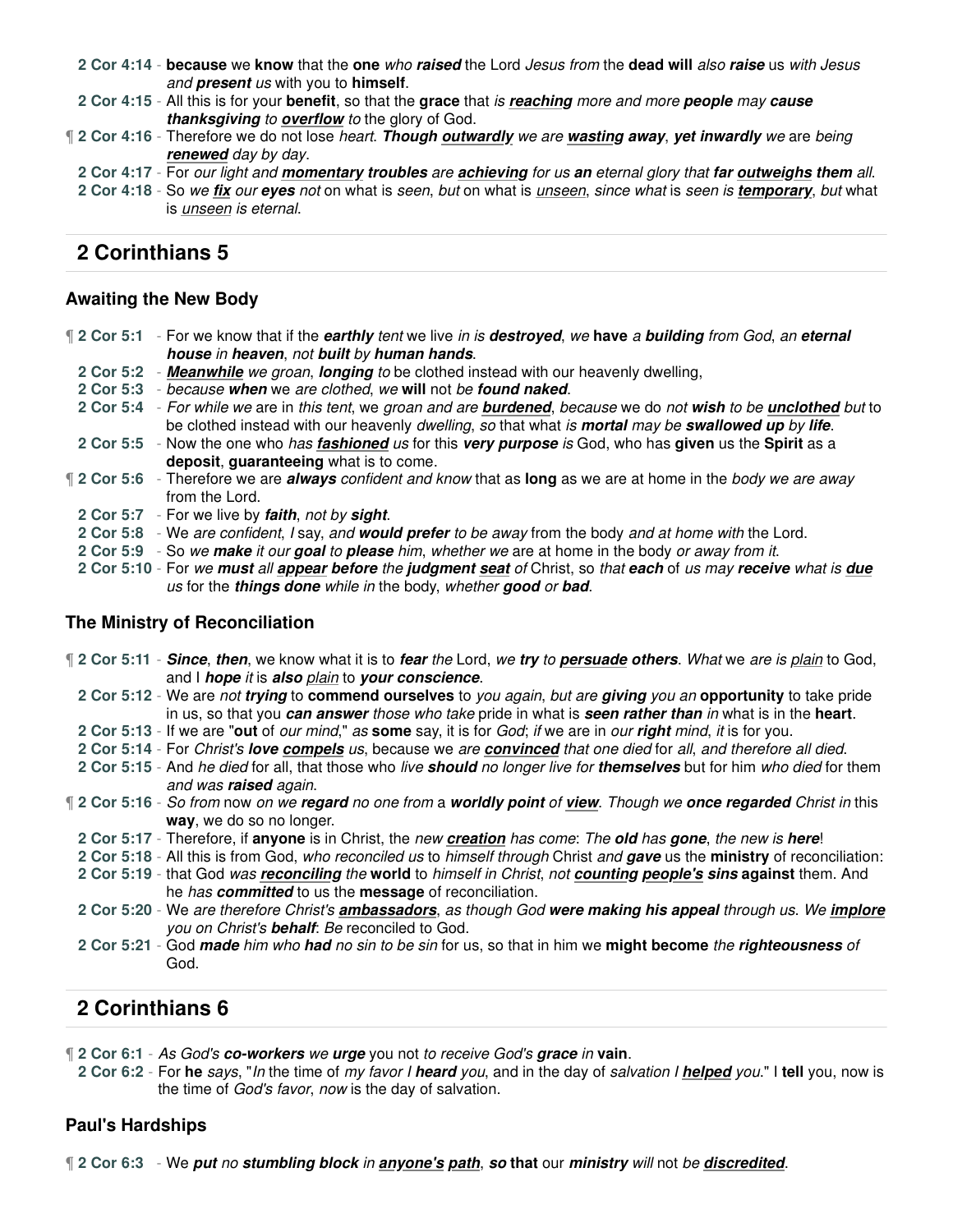**2 Cor 4:14** - **because** we **know** that the **one** *who* ***raised*** the Lord *Jesus from* the **dead will** *also* ***raise*** us *with Jesus and* ***present*** *us* with you to **himself**.

**2 Cor 4:15** - All this is for your **benefit**, so that the **grace** that *is* ***reaching*** *more and more* ***people*** *may* ***cause thanksgiving*** *to* ***overflow*** *to* the glory of God.

¶ **2 Cor 4:16** - Therefore we do not lose *heart*. ***Though outwardly*** *we are* ***wasting away***, ***yet inwardly*** *we* are *being* ***renewed*** *day by day*.

**2 Cor 4:17** - For *our light and* ***momentary troubles*** *are* ***achieving*** *for us* ***an*** *eternal glory that* ***far outweighs them*** *all*.

**2 Cor 4:18** - So *we* ***fix*** *our* ***eyes*** *not* on what is *seen*, *but* on what is *unseen*, *since what* is *seen is* ***temporary***, *but* what is *unseen is eternal*.

## 2 Corinthians 5

### Awaiting the New Body

¶ **2 Cor 5:1** - For we know that if the ***earthly*** *tent* we live *in is* ***destroyed***, *we* **have** *a* ***building*** *from God*, *an* ***eternal house*** *in* ***heaven***, *not* ***built*** *by* ***human hands***.

**2 Cor 5:2** - ***Meanwhile*** *we groan*, ***longing*** *to* be clothed instead with our heavenly dwelling,

**2 Cor 5:3** - *because* ***when*** we *are clothed*, *we* **will** not *be* ***found naked***.

**2 Cor 5:4** - *For while we* are in *this tent*, we *groan and are* ***burdened***, *because* we do *not* ***wish*** *to be* ***unclothed*** *but* to be clothed instead with our heavenly *dwelling*, *so* that what *is* ***mortal*** *may be* ***swallowed up*** *by* ***life***.

**2 Cor 5:5** - Now the one who *has* ***fashioned*** *us* for this ***very purpose*** *is* God, who has **given** us the **Spirit** as a **deposit**, **guaranteeing** what is to come.

¶ **2 Cor 5:6** - Therefore we are ***always*** *confident and know* that as **long** as we are at home in the *body we are away* from the Lord.

**2 Cor 5:7** - For we live by ***faith***, *not by* ***sight***.

**2 Cor 5:8** - We *are confident*, *I* say, *and* ***would prefer*** *to be away* from the body *and at home with* the Lord.

**2 Cor 5:9** - So *we* ***make*** *it our* ***goal*** *to* ***please*** *him*, *whether we* are at home in the body *or away from it*.

**2 Cor 5:10** - For *we* ***must*** *all* ***appear before*** *the* ***judgment seat*** *of* Christ, so *that* ***each*** *of us may* ***receive*** *what is* ***due*** *us* for the ***things done*** *while in* the body, *whether* ***good*** *or* ***bad***.

### The Ministry of Reconciliation

¶ **2 Cor 5:11** - ***Since***, ***then***, we know what it is to ***fear*** *the* Lord, *we* ***try*** *to* ***persuade others***. *What* we *are is* *plain* to God, and I ***hope*** *it* is ***also*** *plain* to ***your conscience***.

**2 Cor 5:12** - We are *not* ***trying*** to **commend ourselves** to *you again*, *but are* ***giving*** *you an* **opportunity** to take pride in us, so that you ***can answer*** *those who take* pride in what is ***seen rather than*** *in* what is in the **heart**.

**2 Cor 5:13** - If we are "**out** of *our mind*," *as* **some** say, it is for *God*; *if* we are in *our* ***right*** *mind*, *it* is for you.

**2 Cor 5:14** - For *Christ's* ***love compels*** *us*, because we *are* ***convinced*** *that one died* for *all*, *and therefore all died*.

**2 Cor 5:15** - And *he died* for all, that those who *live* ***should*** *no longer live for* ***themselves*** but for him *who died* for them *and was* ***raised*** *again*.

¶ **2 Cor 5:16** - *So from* now *on we* ***regard*** *no one from* a ***worldly point*** *of* ***view***. *Though we* ***once regarded*** *Christ in* this **way**, we do so no longer.

**2 Cor 5:17** - Therefore, if **anyone** is in Christ, the *new* ***creation*** *has come*: *The* ***old*** *has* ***gone***, *the new is* ***here***!

**2 Cor 5:18** - All this is from God, *who reconciled us* to *himself through* Christ *and* ***gave*** us the **ministry** of reconciliation:

**2 Cor 5:19** - that God *was* ***reconciling*** *the* **world** to *himself in Christ*, *not* ***counting people's sins*** **against** them. And he *has* ***committed*** to us the **message** of reconciliation.

**2 Cor 5:20** - We *are therefore Christ's* ***ambassadors***, *as though God* ***were making his appeal*** *through us*. *We* ***implore*** *you on Christ's* ***behalf***: *Be* reconciled to God.

**2 Cor 5:21** - God ***made*** *him who* ***had*** *no sin to be sin* for us, so that in him we **might become** *the* ***righteousness*** *of* God.

## 2 Corinthians 6

¶ **2 Cor 6:1** - *As God's* ***co-workers*** *we* ***urge*** you not *to receive God's* ***grace*** *in* **vain**.

**2 Cor 6:2** - For **he** *says*, "*In* the time of *my favor I* ***heard*** *you*, and in the day of *salvation I* ***helped*** *you*." I **tell** you, now is the time of *God's favor*, *now* is the day of salvation.

### Paul's Hardships

¶ **2 Cor 6:3** - We ***put*** *no* ***stumbling block*** *in* ***anyone's path***, ***so*** **that** our ***ministry*** *will* not *be* ***discredited***.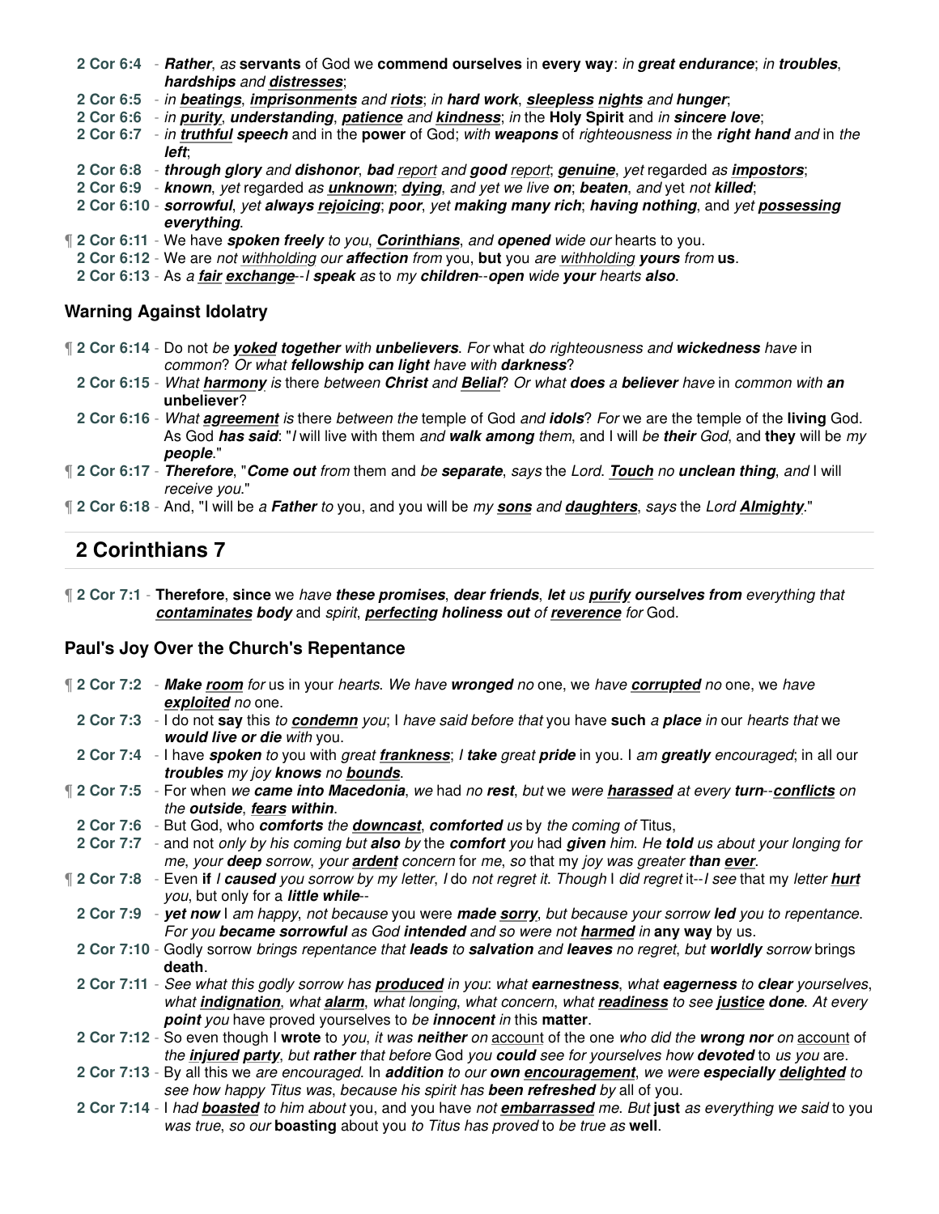2 Cor 6:4 - *Rather*, *as* **servants** of God we **commend ourselves** in **every way**: *in* ***great endurance***; *in* ***troubles***, ***hardships*** *and* ***distresses***;

2 Cor 6:5 - *in* ***beatings***, ***imprisonments*** *and* ***riots***; *in* **hard work**, ***sleepless nights*** *and* ***hunger***;

2 Cor 6:6 - *in* ***purity***, ***understanding***, ***patience*** *and* ***kindness***; *in* the **Holy Spirit** and *in* ***sincere love***;

2 Cor 6:7 - *in* ***truthful speech*** and in the **power** of God; *with* ***weapons*** of *righteousness in* the ***right hand*** *and* in *the* ***left***;

2 Cor 6:8 - ***through glory*** *and* ***dishonor***, ***bad*** report *and* ***good*** report; ***genuine***, *yet* regarded *as* ***impostors***;

2 Cor 6:9 - ***known***, *yet* regarded *as* ***unknown***; ***dying***, *and yet we live* ***on***; ***beaten***, *and* yet *not* ***killed***;

2 Cor 6:10 - ***sorrowful***, *yet* ***always rejoicing***; ***poor***, *yet* ***making many rich***; ***having nothing***, and *yet* ***possessing everything***.

¶ 2 Cor 6:11 - We have ***spoken freely*** *to you*, ***Corinthians***, *and* ***opened*** *wide our* hearts to you.

2 Cor 6:12 - We are *not* withholding *our* ***affection*** *from* you, **but** you *are* withholding ***yours*** *from* **us**.

2 Cor 6:13 - As *a* ***fair exchange***--*I* ***speak*** *as* to *my* ***children***--***open*** *wide* ***your*** *hearts* ***also***.

## Warning Against Idolatry

¶ 2 Cor 6:14 - Do not *be* ***yoked together*** *with* ***unbelievers***. *For* what *do righteousness and* ***wickedness*** *have* in *common*? *Or what* ***fellowship can light*** *have with* ***darkness***?

2 Cor 6:15 - *What* ***harmony*** *is* there *between* ***Christ*** and ***Belial***? *Or what* ***does*** *a* ***believer*** *have* in *common with* ***an* unbeliever**?

2 Cor 6:16 - *What* ***agreement*** *is* there *between the* temple of God *and* ***idols***? *For* we are the temple of the **living** God. As God ***has said***: "*I* will live with them *and* ***walk among*** *them*, and I will *be* ***their*** *God*, and **they** will be *my* ***people***."

¶ 2 Cor 6:17 - ***Therefore***, "***Come out*** *from* them and *be* ***separate***, *says* the *Lord*. ***Touch*** *no* ***unclean thing***, *and* I will *receive you*."

¶ 2 Cor 6:18 - And, "I will be *a* ***Father*** *to* you, and you will be *my* ***sons*** *and* ***daughters***, *says* the *Lord* ***Almighty***."

# 2 Corinthians 7

¶ 2 Cor 7:1 - **Therefore**, **since** we *have* ***these promises***, ***dear friends***, ***let*** *us* ***purify ourselves from*** *everything that* ***contaminates body*** and *spirit*, ***perfecting holiness out*** *of* ***reverence*** *for* God.

## Paul's Joy Over the Church's Repentance

¶ 2 Cor 7:2 - ***Make room*** *for* us in your *hearts*. *We have* ***wronged*** *no* one, we *have* ***corrupted*** *no* one, we *have* ***exploited*** *no* one.

2 Cor 7:3 - I do not **say** this *to* ***condemn*** *you*; I *have said before that* you have **such** *a* ***place*** *in* our *hearts that* we ***would live or die*** *with* you.

2 Cor 7:4 - I have ***spoken*** *to* you with *great* ***frankness***; *I* ***take*** *great* ***pride*** in you. I *am* ***greatly*** *encouraged*; in all our ***troubles*** *my joy* ***knows*** *no* ***bounds***.

¶ 2 Cor 7:5 - For when *we* ***came into Macedonia***, *we* had *no* ***rest***, *but* we *were* ***harassed*** *at every* ***turn***--***conflicts*** *on the* ***outside***, ***fears within***.

2 Cor 7:6 - But God, who ***comforts*** *the* ***downcast***, ***comforted*** *us* by *the coming of* Titus,

2 Cor 7:7 - and not *only by his coming but* ***also*** *by* the ***comfort*** *you* had ***given*** *him. He* ***told*** *us about your longing for me*, *your* ***deep*** *sorrow*, *your* ***ardent*** *concern for me*, *so* that my *joy was greater* ***than ever***.

¶ 2 Cor 7:8 - Even **if** *I* ***caused*** *you sorrow by my letter*, *I* do *not regret it. Though* I *did regret* it--*I see* that my *letter* ***hurt*** *you*, but only for a ***little while***--

2 Cor 7:9 - ***yet now*** I *am* happy, *not because* you were ***made sorry***, *but because your sorrow* ***led*** *you to repentance*. *For you* ***became sorrowful*** *as God* ***intended*** *and so were not* ***harmed*** *in* **any way** by us.

2 Cor 7:10 - Godly sorrow *brings repentance that* ***leads*** *to* ***salvation*** *and* ***leaves*** *no regret*, *but* ***worldly*** *sorrow* brings **death**.

2 Cor 7:11 - *See what this godly sorrow has* ***produced*** *in you*: *what* ***earnestness***, *what* ***eagerness*** *to* ***clear*** *yourselves*, *what* ***indignation***, *what* ***alarm***, *what longing*, *what concern*, *what* ***readiness*** *to see* ***justice done***. *At every* ***point*** *you* have proved yourselves to *be* ***innocent*** *in* this **matter**.

2 Cor 7:12 - So even though I **wrote** to *you*, *it was* ***neither*** *on* account of the one *who did the* ***wrong nor*** *on* account of *the* ***injured party***, *but* ***rather*** *that before* God *you* ***could*** *see for yourselves how* ***devoted*** *to us you* are.

2 Cor 7:13 - By all this we *are encouraged*. In ***addition*** *to our* ***own encouragement***, *we were* ***especially delighted*** *to see how happy Titus was*, *because his spirit has* ***been refreshed*** *by* all of you.

2 Cor 7:14 - I *had* ***boasted*** *to him about* you, and you have *not* ***embarrassed*** *me. But* **just** *as everything we said* to you *was true*, *so our* **boasting** about you *to Titus has proved* to *be true as* **well**.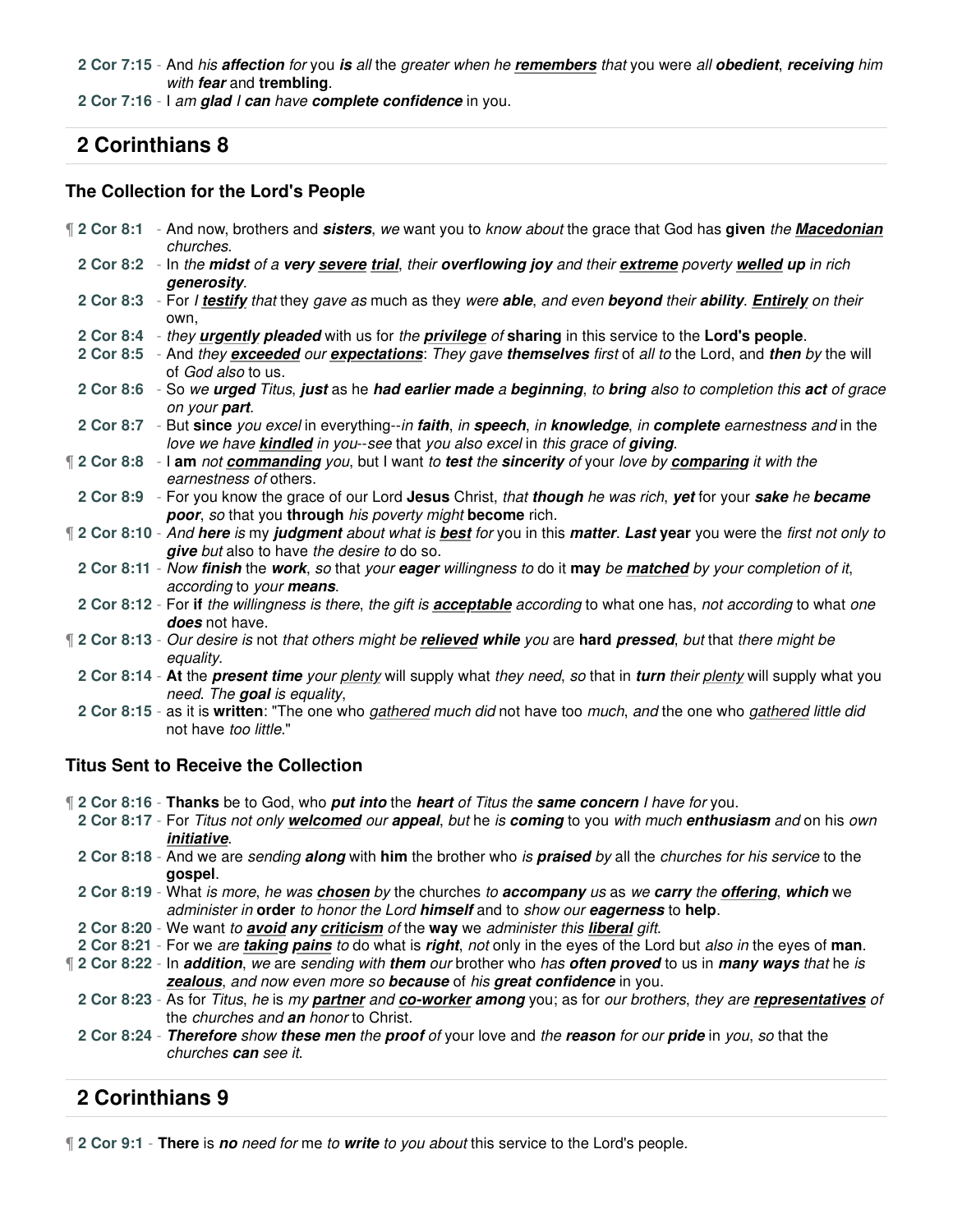**2 Cor 7:15** - And *his **affection** for* you ***is** all* the *greater when he **<u>remembers</u>** that* you were *all **obedient***, ***receiving** him with **fear*** and **trembling**.

**2 Cor 7:16** - I *am **glad** I **can*** have ***complete confidence*** in you.

## 2 Corinthians 8

### The Collection for the Lord's People

¶ **2 Cor 8:1** - And now, brothers and ***sisters***, *we* want you to *know about* the grace that God has **given** *the **<u>Macedonian</u>** churches*.

**2 Cor 8:2** - In *the **midst** of a **very <u>severe</u> <u>trial</u>***, *their* ***overflowing joy*** and their ***<u>extreme</u>*** *poverty* ***<u>welled</u> up*** *in rich **generosity***.

**2 Cor 8:3** - For *I **<u>testify</u>** that* they *gave as* much as they *were **able***, *and even **beyond** their **ability***. ***<u>Entirely</u>*** *on their* own,

**2 Cor 8:4** - *they **<u>urgently</u> pleaded*** with us for *the **<u>privilege</u>** of* **sharing** in this service to the **Lord's people**.

**2 Cor 8:5** - And *they **<u>exceeded</u>** our **<u>expectations</u>***: *They gave **themselves** first* of *all to* the Lord, and ***then*** *by* the will of *God also* to us.

**2 Cor 8:6** - So *we **urged** Titus*, ***just*** as he ***had earlier made*** *a **beginning***, *to **bring** also to completion this **act** of grace on your **part***.

**2 Cor 8:7** - But **since** *you excel* in everything--*in **faith***, *in **speech***, *in **knowledge***, *in **complete** earnestness and* in the *love we have **<u>kindled</u>** in you*--*see* that *you also excel* in *this grace of **giving***.

¶ **2 Cor 8:8** - I **am** *not **<u>commanding</u>** you*, but I want *to **test** the **sincerity** of* your *love by **<u>comparing</u>** it with the earnestness of* others.

**2 Cor 8:9** - For you know the grace of our Lord **Jesus** Christ, *that **though** he was rich*, ***yet*** for your ***sake*** *he **became poor***, *so* that you **through** *his poverty might* **become** rich.

¶ **2 Cor 8:10** - *And **here** is* my ***judgment*** *about what is **<u>best</u>** for* you in this ***matter***. ***Last* year** you were the *first not only to **give** but* also to have *the desire to* do so.

**2 Cor 8:11** - *Now **finish*** the ***work***, *so* that *your **eager*** *willingness to* do it **may** *be **<u>matched</u>** by your completion of it*, *according* to *your **means***.

**2 Cor 8:12** - For **if** *the willingness is there*, *the gift is **<u>acceptable</u>*** according to what one has, *not according* to what *one **does*** not have.

¶ **2 Cor 8:13** - *Our desire is* not *that others might be **<u>relieved</u> while** you* are **hard *pressed***, *but* that *there might be equality*.

**2 Cor 8:14** - **At** the ***present time*** *your <u>plenty</u>* will supply what *they need*, *so* that in ***turn*** *their <u>plenty</u>* will supply what you *need*. *The **goal** is equality*,

**2 Cor 8:15** - as it is **written**: "The one who *<u>gathered</u> much did* not have too *much*, *and* the one who *<u>gathered</u> little did* not have *too little*."

### Titus Sent to Receive the Collection

¶ **2 Cor 8:16** - **Thanks** be to God, who ***put into*** the ***heart*** *of Titus the **same concern** I have for* you.

**2 Cor 8:17** - For *Titus not only **<u>welcomed</u>** our **appeal***, *but* he *is **coming*** to you *with much **enthusiasm** and* on his *own **<u>initiative</u>***.

**2 Cor 8:18** - And we are *sending **along*** with **him** the brother who *is **praised** by* all the *churches for his service* to the **gospel**.

**2 Cor 8:19** - What *is more*, *he was **<u>chosen</u>** by* the churches *to **accompany** us* as *we **carry** the **<u>offering</u>***, ***which*** we *administer in* **order** *to honor the Lord **himself*** and to *show our **eagerness*** to **help**.

**2 Cor 8:20** - We want *to **<u>avoid</u> any <u>criticism</u>** of* the **way** we *administer this **<u>liberal</u>** gift*.

**2 Cor 8:21** - For *we are **<u>taking</u> <u>pains</u>** to* do what is ***right***, *not* only in the eyes of the Lord but *also in* the eyes of **man**.

¶ **2 Cor 8:22** - In ***addition***, *we* are *sending with **them** our* brother who *has **often proved*** to us in ***many ways*** *that* he *is **<u>zealous</u>***, *and now even more so **because** of his **great confidence*** in you.

**2 Cor 8:23** - As for *Titus*, *he* is *my **<u>partner</u>** and **<u>co-worker</u> among*** you; as for *our brothers*, *they are **<u>representatives</u>*** of the *churches and **an** honor* to Christ.

**2 Cor 8:24** - ***Therefore*** *show **these men** the **proof** of* your love and *the **reason** for our **pride*** in *you*, *so* that the *churches **can** see it*.

## 2 Corinthians 9

¶ **2 Cor 9:1** - **There** is ***no*** *need for* me *to **write** to you about* this service to the Lord's people.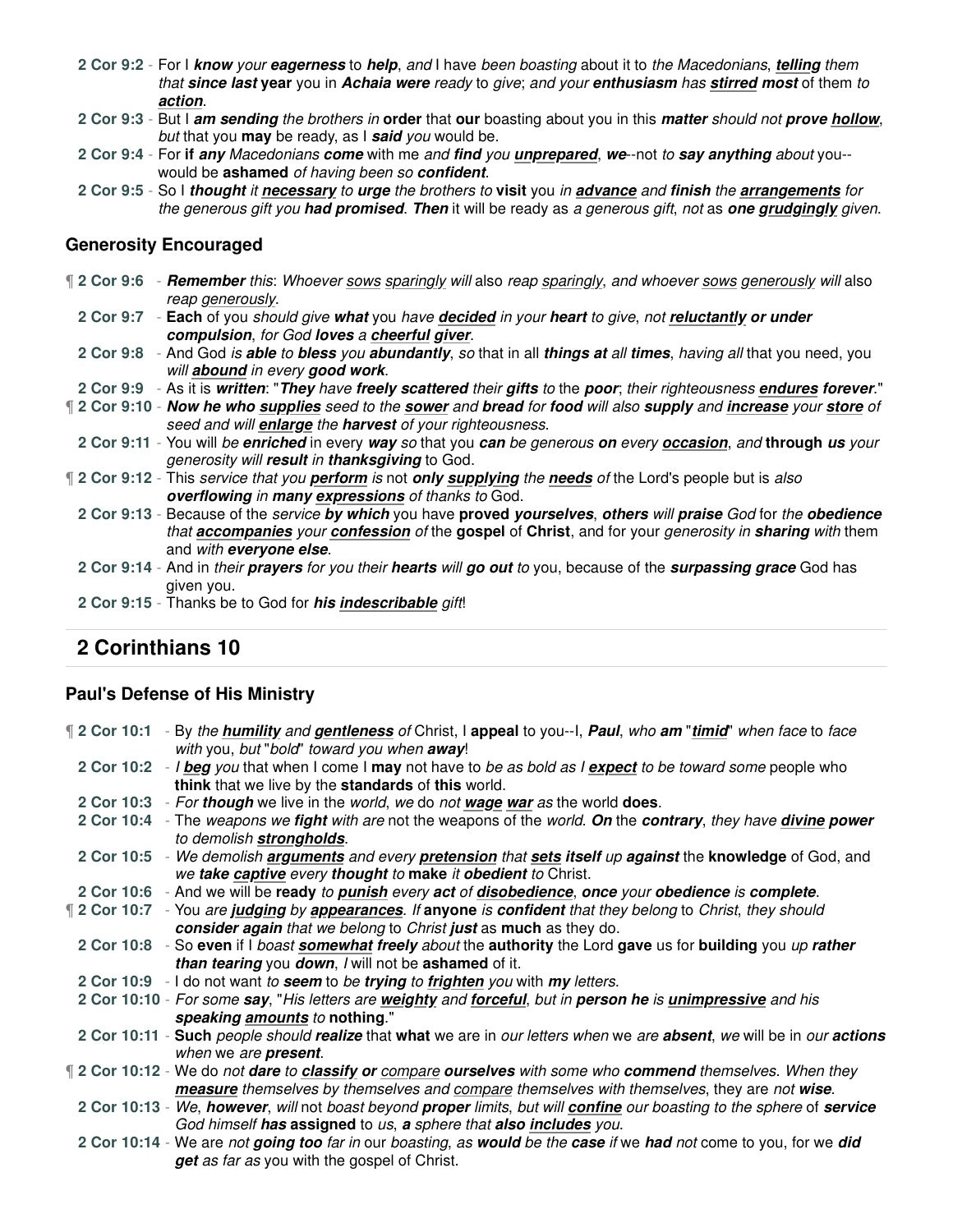**2 Cor 9:2** - For I ***know*** *your* ***eagerness*** to ***help***, *and* I have *been boasting* about it to *the Macedonians*, ***telling*** them *that* ***since last*** **year** you in ***Achaia were*** *ready* to *give*; *and your* ***enthusiasm*** has ***stirred most*** of them *to* ***action***.

**2 Cor 9:3** - But I ***am sending*** *the brothers in* **order** that **our** boasting about you in this ***matter*** *should not* ***prove hollow***, *but* that you **may** be ready, as I ***said*** *you* would be.

**2 Cor 9:4** - For **if *any*** *Macedonians* ***come*** with me *and* ***find*** you ***unprepared***, ***we***--not *to* ***say anything*** *about* you--would be **ashamed** *of having been so* ***confident***.

**2 Cor 9:5** - So I ***thought*** *it* ***necessary*** *to* ***urge*** *the brothers to* **visit** you *in* ***advance*** *and* ***finish*** *the* ***arrangements*** *for the generous gift you* ***had promised***. ***Then*** it will be ready as *a generous gift*, *not* as ***one grudgingly*** *given*.

### Generosity Encouraged

¶ **2 Cor 9:6** - ***Remember*** *this*: *Whoever sows sparingly will* also *reap sparingly*, *and whoever sows generously will* also *reap generously*.

**2 Cor 9:7** - **Each** of you *should give* ***what*** you *have* ***decided*** *in your* ***heart*** *to give*, *not* ***reluctantly or under compulsion***, *for God* ***loves*** *a* ***cheerful giver***.

**2 Cor 9:8** - And God *is* ***able*** *to* ***bless*** *you* ***abundantly***, *so* that in all ***things at*** *all* ***times***, *having all* that you need, you *will* ***abound*** *in every* ***good work***.

**2 Cor 9:9** - As it is ***written***: "***They*** *have* ***freely scattered*** *their* ***gifts*** *to* the ***poor***; *their righteousness* ***endures forever***."

¶ **2 Cor 9:10** - ***Now he who supplies*** *seed to the* ***sower*** *and* ***bread*** *for* ***food*** *will also* ***supply*** *and* ***increase*** *your* ***store*** *of seed and will* ***enlarge*** *the* ***harvest*** *of your righteousness*.

**2 Cor 9:11** - You will *be* ***enriched*** in every ***way*** *so* that you ***can*** *be generous* ***on*** *every* ***occasion***, *and* **through *us*** *your generosity will* ***result*** *in* ***thanksgiving*** to God.

¶ **2 Cor 9:12** - This *service that you* ***perform*** *is* not ***only supplying*** *the* ***needs*** *of* the Lord's people but is *also* ***overflowing*** *in* ***many expressions*** *of thanks to* God.

**2 Cor 9:13** - Because of the *service* ***by which*** you have **proved *yourselves***, ***others*** *will* ***praise*** *God* for *the* ***obedience*** *that* ***accompanies*** *your* ***confession*** *of* the **gospel** of **Christ**, and for your *generosity in* ***sharing*** *with* them and *with* ***everyone else***.

**2 Cor 9:14** - And in *their* ***prayers*** *for you their* ***hearts*** *will* ***go out*** *to* you, because of the ***surpassing grace*** God has given you.

**2 Cor 9:15** - Thanks be to God for ***his indescribable*** *gift*!

## 2 Corinthians 10

### Paul's Defense of His Ministry

¶ **2 Cor 10:1** - By *the* ***humility*** *and* ***gentleness*** *of* Christ, I **appeal** to you--I, ***Paul***, *who* **am** "***timid***" *when face* to *face with* you, *but* "*bold*" *toward you when* ***away***!

**2 Cor 10:2** - *I* ***beg*** *you* that when I come I **may** not have to *be as bold as I* ***expect*** *to be toward some* people who **think** that we live by the **standards** of **this** world.

**2 Cor 10:3** - *For* ***though*** we live in the *world*, *we* do *not* ***wage war*** *as* the world **does**.

**2 Cor 10:4** - The *weapons we* ***fight*** *with are* not the weapons of the *world*. ***On*** the ***contrary***, *they have* ***divine power*** *to demolish* ***strongholds***.

**2 Cor 10:5** - *We demolish* ***arguments*** *and every* ***pretension*** *that* ***sets itself*** *up* ***against*** the **knowledge** of God, and *we* ***take captive*** *every* ***thought*** *to* **make** *it* ***obedient*** *to* Christ.

**2 Cor 10:6** - And we will be **ready** *to* ***punish*** *every* ***act*** *of* ***disobedience***, ***once*** *your* ***obedience*** *is* ***complete***.

¶ **2 Cor 10:7** - You *are* ***judging*** *by* ***appearances***. *If* **anyone** *is* ***confident*** that they belong to *Christ*, *they should* ***consider again*** that we belong to *Christ* ***just*** as **much** as they do.

**2 Cor 10:8** - So **even** if I *boast* ***somewhat freely*** *about* the **authority** the Lord **gave** us for **building** you *up* ***rather than tearing*** you ***down***, *I* will not be **ashamed** of it.

**2 Cor 10:9** - I do not want *to* ***seem*** to *be* ***trying*** *to* ***frighten*** *you* with ***my*** *letters*.

**2 Cor 10:10** - *For some* ***say***, "*His letters are* ***weighty*** *and* ***forceful***, *but in* ***person he*** *is* ***unimpressive*** *and his* ***speaking amounts*** *to* **nothing**."

**2 Cor 10:11** - **Such** *people should* ***realize*** that **what** we are in *our letters when* we *are* ***absent***, *we* will be in *our* ***actions*** *when* we *are* ***present***.

¶ **2 Cor 10:12** - We do *not* ***dare*** *to* ***classify or*** *compare* ***ourselves*** with some who ***commend*** themselves. *When they* ***measure*** themselves by themselves and *compare* themselves with themselves, they are *not* ***wise***.

**2 Cor 10:13** - *We*, ***however***, *will* not *boast beyond* ***proper*** *limits*, *but will* ***confine*** *our boasting to the sphere* of ***service*** *God himself* ***has*** **assigned** to *us*, ***a*** *sphere that* ***also includes*** *you*.

**2 Cor 10:14** - We are *not* ***going too*** *far in* our *boasting*, *as* ***would*** *be the* ***case*** *if* we ***had*** *not* come to you, for we ***did get*** *as far as* you with the gospel of Christ.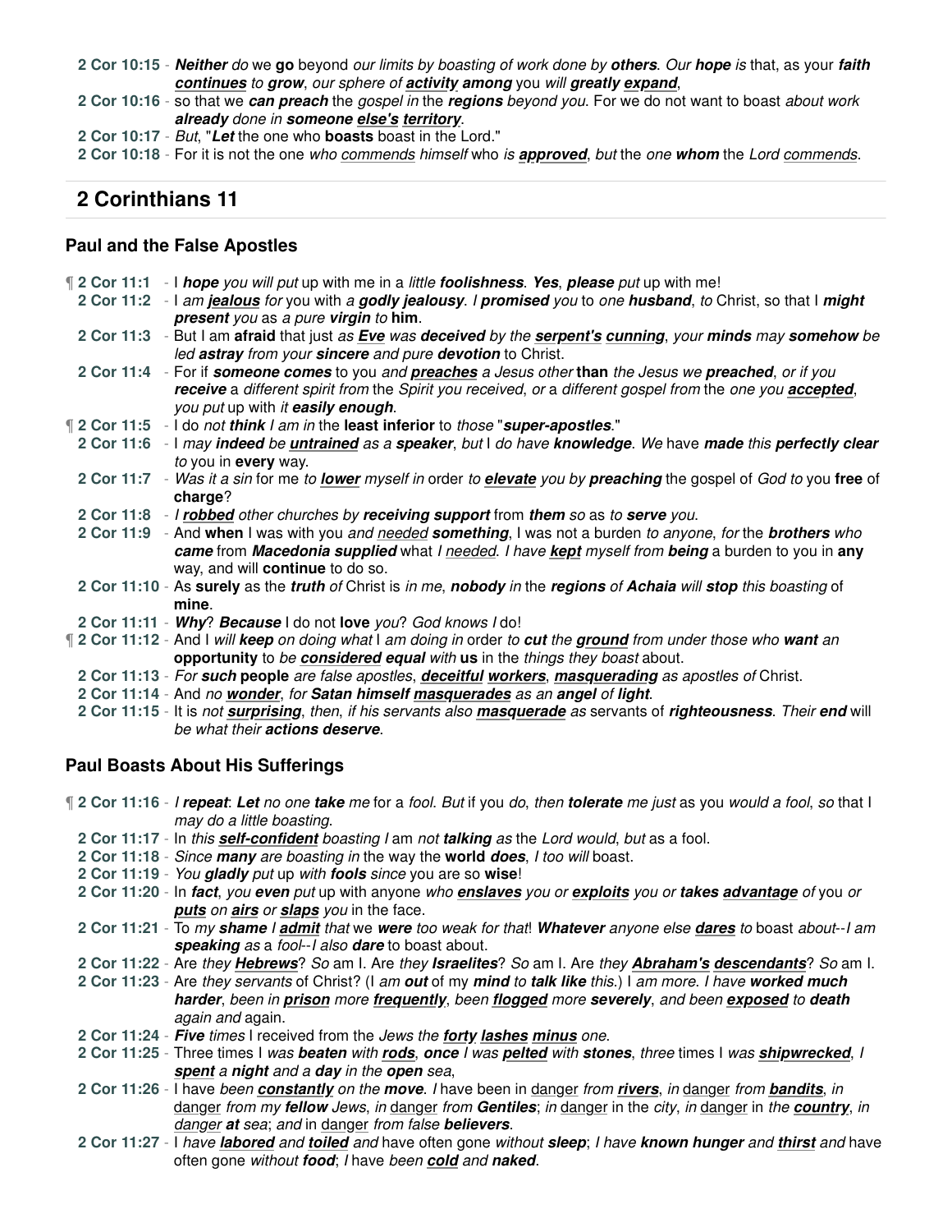**2 Cor 10:15** - ***Neither*** *do* we **go** beyond *our limits by boasting of work done by* ***others***. *Our* ***hope*** *is* that, as your ***faith continues*** *to* ***grow***, *our sphere of* ***activity among*** you *will* ***greatly expand***,

**2 Cor 10:16** - so that we ***can preach*** the *gospel in* the ***regions*** *beyond you*. For we do not want to boast *about work* ***already*** *done in* ***someone else's territory***.

**2 Cor 10:17** - *But*, "***Let*** the one who **boasts** boast in the Lord."

**2 Cor 10:18** - For it is not the one *who commends himself* who *is* ***approved***, *but* the *one* ***whom*** the *Lord commends*.

## 2 Corinthians 11

### Paul and the False Apostles

¶ **2 Cor 11:1** - I ***hope*** *you will put* up with me in a *little* ***foolishness***. ***Yes***, ***please*** *put* up with me!

**2 Cor 11:2** - I *am* ***jealous*** *for* you with *a* ***godly jealousy***. *I* ***promised*** *you* to *one* ***husband***, *to* Christ, so that I ***might present*** *you* as *a pure* ***virgin*** *to* **him**.

**2 Cor 11:3** - But I am **afraid** that just *as* ***Eve*** *was* ***deceived*** *by the* ***serpent's cunning***, *your* ***minds*** *may* ***somehow*** *be led* ***astray*** *from your* ***sincere*** and pure ***devotion*** to Christ.

**2 Cor 11:4** - For if ***someone comes*** to you *and* ***preaches*** *a Jesus other* **than** *the Jesus we* ***preached***, *or if you* ***receive*** *a different spirit from* the *Spirit you received*, *or* a *different gospel from* the *one you* ***accepted***, *you put* up with *it* ***easily enough***.

¶ **2 Cor 11:5** - I do *not* ***think*** *I am in* the **least inferior** to *those* "***super-apostles***."

**2 Cor 11:6** - I *may* ***indeed*** *be* ***untrained*** *as a* ***speaker***, *but* I *do have* ***knowledge***. *We* have ***made*** *this* ***perfectly clear*** *to* you in **every** way.

**2 Cor 11:7** - *Was it a sin* for me *to* ***lower*** myself *in* order *to* ***elevate*** you by ***preaching*** the gospel of *God to* you **free** of **charge**?

**2 Cor 11:8** - *I* ***robbed*** *other churches by* ***receiving support*** from ***them*** *so* as *to* ***serve*** *you*.

**2 Cor 11:9** - And **when** I was with you *and needed* ***something***, I was not a burden *to anyone*, *for* the ***brothers*** *who* ***came*** from ***Macedonia supplied*** what *I needed*. *I have* ***kept*** myself *from* ***being*** a burden to you in **any** way, and will **continue** to do so.

**2 Cor 11:10** - As **surely** as the ***truth*** *of* Christ is *in me*, ***nobody*** *in* the ***regions*** *of* ***Achaia*** *will* ***stop*** *this boasting* of **mine**.

**2 Cor 11:11** - ***Why***? ***Because*** I do not **love** *you*? *God knows I* do!

¶ **2 Cor 11:12** - And I *will* ***keep*** on doing *what* I *am doing in* order *to* ***cut*** the ***ground*** from under those who ***want*** *an* **opportunity** to *be* ***considered equal*** *with* **us** in the *things they boast* about.

**2 Cor 11:13** - *For* **such people** are *false apostles*, ***deceitful workers***, ***masquerading*** *as* apostles *of* Christ.

**2 Cor 11:14** - And *no* ***wonder***, *for* ***Satan himself masquerades*** *as an* ***angel*** *of* ***light***.

**2 Cor 11:15** - It is *not* ***surprising***, *then*, *if his servants also* ***masquerade*** *as* servants of ***righteousness***. *Their* ***end*** will *be what their* ***actions deserve***.

### Paul Boasts About His Sufferings

¶ **2 Cor 11:16** - *I* ***repeat***: ***Let*** *no one* ***take*** *me* for a *fool*. *But* if you *do*, *then* ***tolerate*** *me just* as you *would a fool*, *so* that I *may do a little boasting*.

**2 Cor 11:17** - In *this* ***self-confident*** *boasting I* am *not* ***talking*** *as* the *Lord would*, *but* as a fool.

**2 Cor 11:18** - *Since* ***many*** *are boasting in* the way the **world** ***does***, *I too will* boast.

**2 Cor 11:19** - *You* ***gladly*** *put* up *with* ***fools*** *since* you are so **wise**!

**2 Cor 11:20** - In ***fact***, *you* ***even*** *put* up with anyone *who* ***enslaves*** you *or* ***exploits*** you *or* ***takes advantage*** *of* you *or* ***puts*** *on* ***airs*** *or* ***slaps*** *you* in the face.

**2 Cor 11:21** - To *my* ***shame*** *I* ***admit*** *that* we ***were*** *too weak for that*! ***Whatever*** anyone else ***dares*** *to* boast *about--I am* ***speaking*** *as* a *fool--I also* ***dare*** to boast about.

**2 Cor 11:22** - Are *they* ***Hebrews***? *So* am I. Are *they* ***Israelites***? *So* am I. Are *they* ***Abraham's descendants***? *So* am I.

**2 Cor 11:23** - Are *they servants* of Christ? (I *am* ***out*** of my ***mind*** *to* ***talk like*** *this*.) I *am more. I have* ***worked much harder***, *been in* ***prison*** *more* ***frequently***, *been* ***flogged*** *more* ***severely***, *and been* ***exposed*** *to* ***death*** *again and* again.

**2 Cor 11:24** - ***Five*** *times* I received from the *Jews the* ***forty lashes minus*** *one*.

**2 Cor 11:25** - Three times I *was* ***beaten*** *with* ***rods***, ***once*** *I was* ***pelted*** *with* ***stones***, *three* times I *was* ***shipwrecked***, *I* ***spent*** *a* ***night*** *and a* ***day*** *in the* ***open*** *sea*,

**2 Cor 11:26** - I have *been* ***constantly*** *on the* ***move***. *I* have been in danger *from* ***rivers***, *in* danger *from* ***bandits***, *in* danger *from my* ***fellow*** *Jews*, *in* danger *from* ***Gentiles***; *in* danger in the *city*, *in* danger in *the* ***country***, *in danger* ***at*** *sea*; *and* in danger *from false* ***believers***.

**2 Cor 11:27** - I *have* ***labored*** *and* ***toiled*** *and* have often gone *without* ***sleep***; *I have* ***known hunger*** *and* ***thirst*** *and* have often gone *without* ***food***; *I* have *been* ***cold*** *and* ***naked***.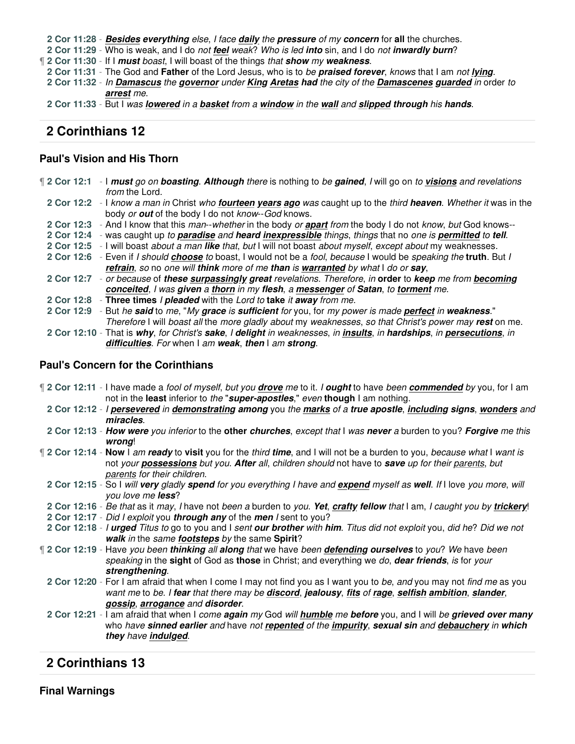**2 Cor 11:28** - ***Besides*** ***everything*** *else*, *I face* ***daily*** *the* ***pressure*** *of my* ***concern*** for **all** the churches.
**2 Cor 11:29** - Who is weak, and I do *not* ***feel*** *weak*? *Who is led* ***into*** sin, and I do *not* ***inwardly burn***?
¶ **2 Cor 11:30** - If I ***must*** *boast*, I will boast of the things *that* ***show*** *my* ***weakness***.
**2 Cor 11:31** - The God and **Father** of the Lord Jesus, who is to *be* ***praised forever***, *knows* that I am *not* ***lying***.
**2 Cor 11:32** - *In* ***Damascus*** *the* ***governor*** *under* ***King Aretas had*** *the city of the* ***Damascenes guarded*** *in* order *to* ***arrest*** *me*.
**2 Cor 11:33** - But I *was* ***lowered*** *in a* ***basket*** *from a* ***window*** *in the* ***wall*** *and* ***slipped through*** his ***hands***.

## 2 Corinthians 12

### Paul's Vision and His Thorn

¶ **2 Cor 12:1** - I ***must*** *go on* ***boasting***. ***Although*** *there* is nothing to *be* ***gained***, *I* will go on *to* ***visions*** *and revelations from* the Lord.
**2 Cor 12:2** - I *know a man in* Christ *who* ***fourteen years ago*** *was* caught up to the *third* ***heaven***. *Whether it* was in the body *or* ***out*** of the body I do not *know--God* knows.
**2 Cor 12:3** - And I know that this *man--whether* in the body *or* ***apart*** *from* the body I do not *know*, *but* God knows--
**2 Cor 12:4** - was caught up *to* ***paradise*** and ***heard inexpressible*** *things*, *things* that no *one is* ***permitted*** *to* ***tell***.
**2 Cor 12:5** - I will boast *about a man* ***like*** that, *but* I will not boast *about myself*, *except about* my weaknesses.
**2 Cor 12:6** - Even if *I should* ***choose*** *to* boast, I would not be a *fool*, *because* I would be *speaking the* **truth**. But *I* ***refrain***, *so* no *one will* ***think*** more of *me* ***than*** *is* ***warranted*** *by what* I *do or* ***say***,
**2 Cor 12:7** - *or because* of ***these surpassingly great*** *revelations. Therefore*, *in* **order** to ***keep*** *me from* ***becoming conceited***, *I was* ***given*** *a* ***thorn*** *in my* ***flesh***, *a* ***messenger*** *of* ***Satan***, *to* ***torment*** *me*.
**2 Cor 12:8** - **Three times** *I* ***pleaded*** with the *Lord to* **take** *it* ***away*** *from me*.
**2 Cor 12:9** - But *he* ***said*** to *me*, "*My* ***grace*** *is* ***sufficient*** *for* you, for *my power is made* ***perfect*** *in* ***weakness***." *Therefore* I will *boast all* the *more gladly about* my *weaknesses*, *so that Christ's power may* ***rest*** on me.
**2 Cor 12:10** - That is ***why***, *for Christ's* ***sake***, *I* ***delight*** *in weaknesses*, *in* ***insults***, *in* ***hardships***, *in* ***persecutions***, *in* ***difficulties***. *For* when I *am* ***weak***, ***then*** I *am* ***strong***.

### Paul's Concern for the Corinthians

¶ **2 Cor 12:11** - I have made a *fool of myself*, *but you* ***drove*** *me* to it. *I* ***ought*** to have *been* ***commended*** *by* you, for I am not in the **least** inferior to *the* "***super-apostles***," *even* **though** I am nothing.
**2 Cor 12:12** - *I* ***persevered*** *in* ***demonstrating among*** you *the* ***marks*** *of a* ***true apostle***, ***including signs***, ***wonders*** *and* ***miracles***.
**2 Cor 12:13** - ***How were*** *you inferior* to the **other** ***churches***, *except that* I *was* ***never*** *a* burden to you? ***Forgive*** *me this* ***wrong***!
¶ **2 Cor 12:14** - **Now** I *am* ***ready*** to **visit** you for the *third* ***time***, and I will not be a burden to you, *because what* I *want is* not *your* ***possessions*** *but you*. ***After*** *all*, *children should* not have to **save** up for their *parents*, *but parents for their children*.
**2 Cor 12:15** - So I *will* ***very*** gladly ***spend*** *for you everything I have and* ***expend*** myself *as* ***well***. *If* I love *you more*, *will you love me* ***less***?
**2 Cor 12:16** - *Be that* as it *may*, *I* have not *been a* burden to *you*. ***Yet***, ***crafty fellow*** *that* I am, *I caught you by* ***trickery***!
**2 Cor 12:17** - *Did I exploit* you ***through any*** of the ***men*** *I* sent to you?
**2 Cor 12:18** - *I* ***urged*** *Titus to* go to you and I *sent* ***our brother*** with ***him***. *Titus did not exploit* you, *did he*? *Did we not* ***walk*** *in* the *same* ***footsteps*** *by* the same **Spirit**?
¶ **2 Cor 12:19** - Have *you been* ***thinking*** *all* ***along*** *that* we have *been* ***defending ourselves*** to *you*? *We* have *been speaking* in the **sight** of God as **those** in Christ; and everything we *do*, ***dear friends***, *is* for *your* ***strengthening***.
**2 Cor 12:20** - For I am afraid that when I come I may not find you as I want you to *be*, *and* you may not *find me* as you *want me* to *be*. *I* ***fear*** that there may be ***discord***, ***jealousy***, ***fits*** *of* ***rage***, ***selfish ambition***, ***slander***, ***gossip***, ***arrogance*** and ***disorder***.
**2 Cor 12:21** - I am afraid that when I *come* ***again*** *my* God *will* ***humble*** me ***before*** you, and I will *be* ***grieved over many*** who *have* ***sinned earlier*** *and* have *not* ***repented*** *of the* ***impurity***, ***sexual sin*** and ***debauchery*** *in* ***which they*** *have* ***indulged***.

## 2 Corinthians 13

### Final Warnings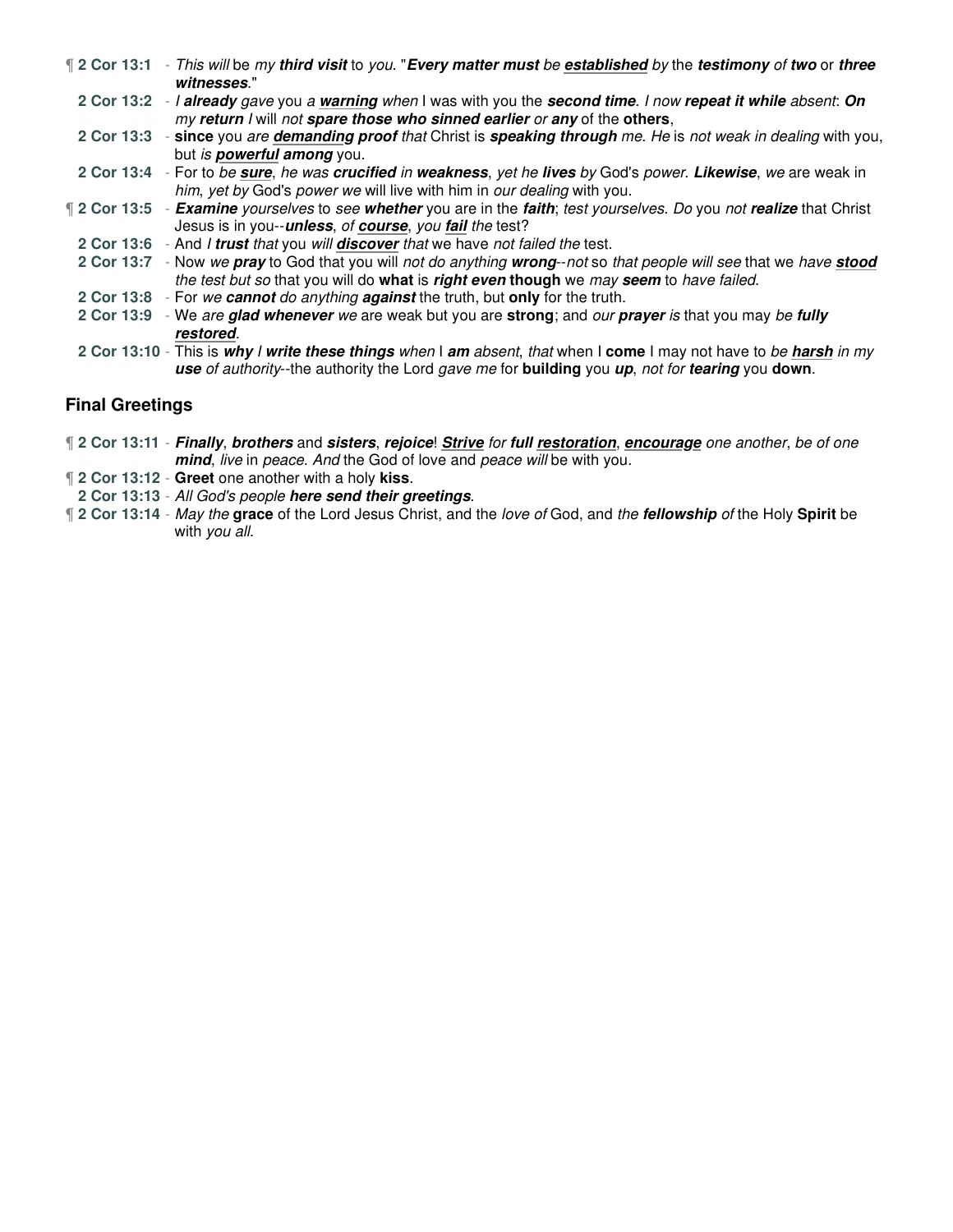¶ **2 Cor 13:1** - *This will* be *my* ***third visit*** to *you*. "***Every matter must*** *be* ***established*** *by* the ***testimony*** *of* ***two*** or ***three witnesses***."

**2 Cor 13:2** - *I* ***already*** *gave* you *a* ***warning*** *when* I was with you the ***second time***. *I now* ***repeat it while*** *absent*: ***On*** *my* ***return*** *I* will *not* ***spare those who sinned earlier*** *or* ***any*** of the **others**,

**2 Cor 13:3** - **since** you *are* ***demanding proof*** *that* Christ is ***speaking through*** *me*. *He* is *not weak in dealing* with you, but *is* ***powerful among*** you.

**2 Cor 13:4** - For *to be* ***sure***, *he was* ***crucified*** *in* ***weakness***, *yet he* ***lives*** *by* God's *power*. ***Likewise***, *we* are weak in *him*, *yet by* God's *power we* will live with him in *our dealing* with you.

¶ **2 Cor 13:5** - ***Examine*** *yourselves* to *see* ***whether*** you are in the ***faith***; *test yourselves*. *Do* you *not* ***realize*** that Christ Jesus is in you--***unless***, *of* ***course***, *you* ***fail*** *the* test?

**2 Cor 13:6** - And *I* ***trust*** *that* you *will* ***discover*** *that* we have *not failed the* test.

**2 Cor 13:7** - Now *we* ***pray*** to God that you will *not do anything* ***wrong***--*not* so *that people will see* that we *have* ***stood*** *the test but so* that you will do **what** is ***right even*** **though** we *may* ***seem*** to *have failed*.

**2 Cor 13:8** - For *we* ***cannot*** *do anything* ***against*** the truth, but **only** for the truth.

**2 Cor 13:9** - We *are* ***glad whenever*** *we* are weak but you are **strong**; and *our* ***prayer*** *is* that you may *be* ***fully restored***.

**2 Cor 13:10** - This is ***why*** *I* ***write these things*** *when* I ***am*** *absent*, *that* when I **come** I may not have to *be* ***harsh*** *in my* ***use*** *of authority*--the authority the Lord *gave me* for **building** you ***up***, *not for* ***tearing*** you **down**.

## Final Greetings

¶ **2 Cor 13:11** - ***Finally***, ***brothers*** and ***sisters***, ***rejoice***! ***Strive*** *for* ***full restoration***, ***encourage*** *one another*, *be of one* ***mind***, *live* in *peace*. *And* the God of love and *peace will* be with you.

¶ **2 Cor 13:12** - **Greet** one another with a holy **kiss**.

**2 Cor 13:13** - *All God's people* ***here send their greetings***.

¶ **2 Cor 13:14** - *May the* **grace** of the Lord Jesus Christ, and the *love of* God, and *the* ***fellowship*** *of* the Holy **Spirit** be with *you all*.